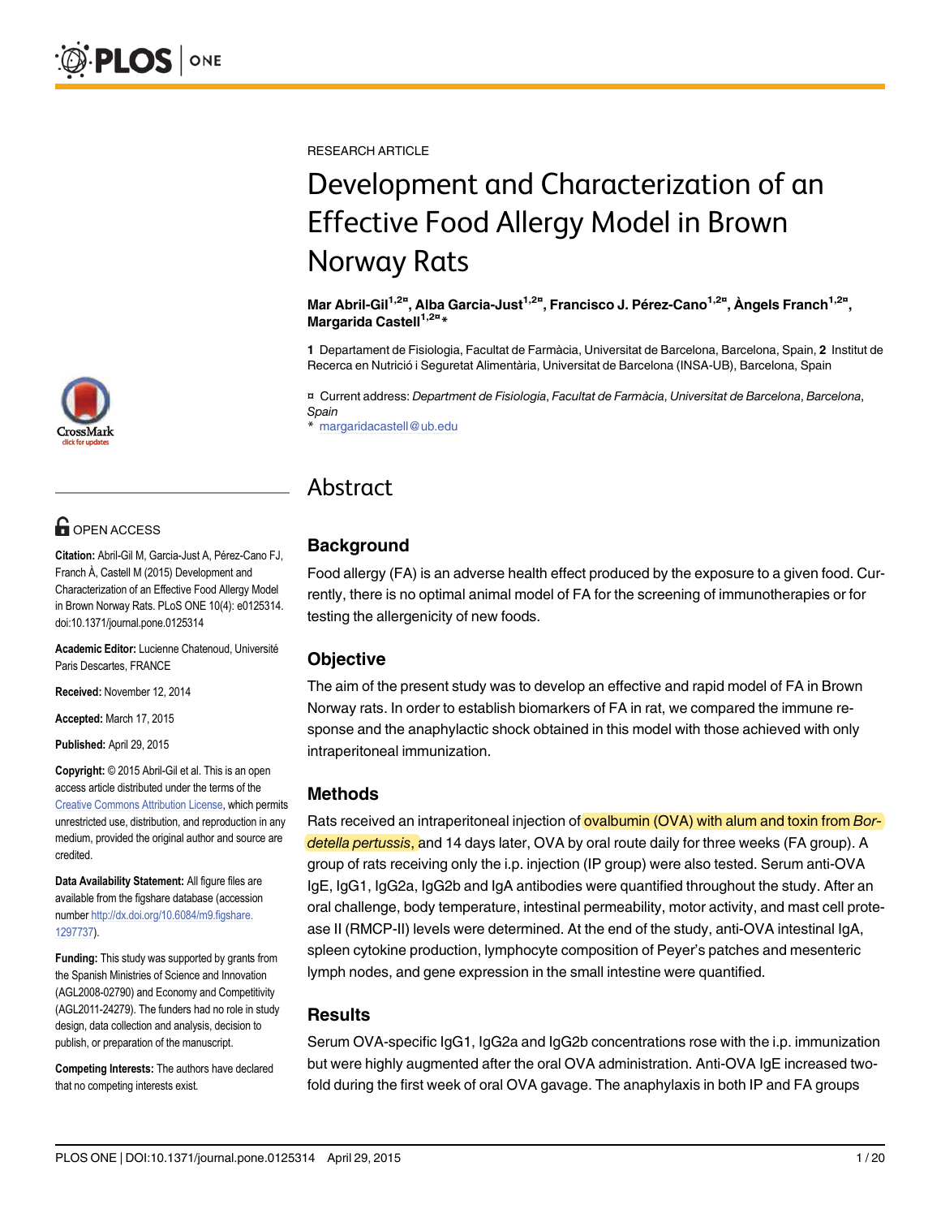RESEARCH ARTICLE

# Development and Characterization of an Effective Food Allergy Model in Brown Norway Rats

**Mar Abril-Gil[1,2¤], Alba Garcia-Just[1,2¤], Francisco J. Pérez-Cano[1,2¤], Àngels Franch[1,2¤], Margarida Castell[1,2¤]***

**1** Departament de Fisiologia, Facultat de Farmàcia, Universitat de Barcelona, Barcelona, Spain, **2** Institut de Recerca en Nutrició i Seguretat Alimentària, Universitat de Barcelona (INSA-UB), Barcelona, Spain

¤ Current address: *Department de Fisiologia, Facultat de Farmàcia, Universitat de Barcelona, Barcelona, Spain*

\* margaridacastell@ub.edu

OPEN ACCESS

**Citation:** Abril-Gil M, Garcia-Just A, Pérez-Cano FJ, Franch À, Castell M (2015) Development and Characterization of an Effective Food Allergy Model in Brown Norway Rats. PLoS ONE 10(4): e0125314. doi:10.1371/journal.pone.0125314

**Academic Editor:** Lucienne Chatenoud, Université Paris Descartes, FRANCE

**Received:** November 12, 2014

**Accepted:** March 17, 2015

**Published:** April 29, 2015

**Copyright:** © 2015 Abril-Gil et al. This is an open access article distributed under the terms of the Creative Commons Attribution License, which permits unrestricted use, distribution, and reproduction in any medium, provided the original author and source are credited.

**Data Availability Statement:** All figure files are available from the figshare database (accession number http://dx.doi.org/10.6084/m9.figshare.1297737).

**Funding:** This study was supported by grants from the Spanish Ministries of Science and Innovation (AGL2008-02790) and Economy and Competitivity (AGL2011-24279). The funders had no role in study design, data collection and analysis, decision to publish, or preparation of the manuscript.

**Competing Interests:** The authors have declared that no competing interests exist.

## Abstract

### Background

Food allergy (FA) is an adverse health effect produced by the exposure to a given food. Currently, there is no optimal animal model of FA for the screening of immunotherapies or for testing the allergenicity of new foods.

### Objective

The aim of the present study was to develop an effective and rapid model of FA in Brown Norway rats. In order to establish biomarkers of FA in rat, we compared the immune response and the anaphylactic shock obtained in this model with those achieved with only intraperitoneal immunization.

### Methods

Rats received an intraperitoneal injection of ovalbumin (OVA) with alum and toxin from *Bordetella pertussis*, and 14 days later, OVA by oral route daily for three weeks (FA group). A group of rats receiving only the i.p. injection (IP group) were also tested. Serum anti-OVA IgE, IgG1, IgG2a, IgG2b and IgA antibodies were quantified throughout the study. After an oral challenge, body temperature, intestinal permeability, motor activity, and mast cell protease II (RMCP-II) levels were determined. At the end of the study, anti-OVA intestinal IgA, spleen cytokine production, lymphocyte composition of Peyer's patches and mesenteric lymph nodes, and gene expression in the small intestine were quantified.

### Results

Serum OVA-specific IgG1, IgG2a and IgG2b concentrations rose with the i.p. immunization but were highly augmented after the oral OVA administration. Anti-OVA IgE increased two-fold during the first week of oral OVA gavage. The anaphylaxis in both IP and FA groups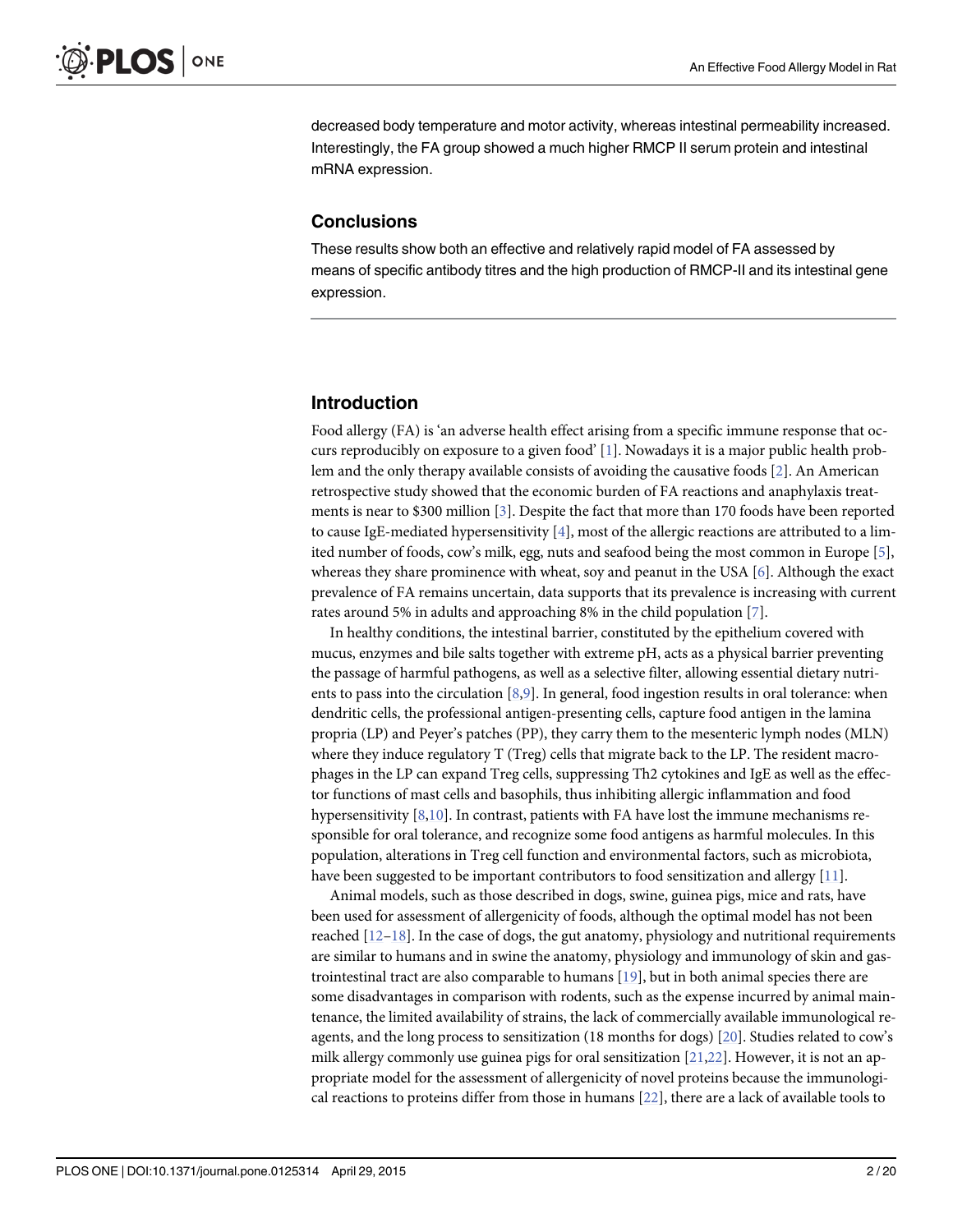decreased body temperature and motor activity, whereas intestinal permeability increased. Interestingly, the FA group showed a much higher RMCP II serum protein and intestinal mRNA expression.

### Conclusions

These results show both an effective and relatively rapid model of FA assessed by means of specific antibody titres and the high production of RMCP-II and its intestinal gene expression.

## Introduction

Food allergy (FA) is 'an adverse health effect arising from a specific immune response that occurs reproducibly on exposure to a given food' [1]. Nowadays it is a major public health problem and the only therapy available consists of avoiding the causative foods [2]. An American retrospective study showed that the economic burden of FA reactions and anaphylaxis treatments is near to $300 million [3]. Despite the fact that more than 170 foods have been reported to cause IgE-mediated hypersensitivity [4], most of the allergic reactions are attributed to a limited number of foods, cow's milk, egg, nuts and seafood being the most common in Europe [5], whereas they share prominence with wheat, soy and peanut in the USA [6]. Although the exact prevalence of FA remains uncertain, data supports that its prevalence is increasing with current rates around 5% in adults and approaching 8% in the child population [7].

In healthy conditions, the intestinal barrier, constituted by the epithelium covered with mucus, enzymes and bile salts together with extreme pH, acts as a physical barrier preventing the passage of harmful pathogens, as well as a selective filter, allowing essential dietary nutrients to pass into the circulation [8,9]. In general, food ingestion results in oral tolerance: when dendritic cells, the professional antigen-presenting cells, capture food antigen in the lamina propria (LP) and Peyer's patches (PP), they carry them to the mesenteric lymph nodes (MLN) where they induce regulatory T (Treg) cells that migrate back to the LP. The resident macrophages in the LP can expand Treg cells, suppressing Th2 cytokines and IgE as well as the effector functions of mast cells and basophils, thus inhibiting allergic inflammation and food hypersensitivity [8,10]. In contrast, patients with FA have lost the immune mechanisms responsible for oral tolerance, and recognize some food antigens as harmful molecules. In this population, alterations in Treg cell function and environmental factors, such as microbiota, have been suggested to be important contributors to food sensitization and allergy [11].

Animal models, such as those described in dogs, swine, guinea pigs, mice and rats, have been used for assessment of allergenicity of foods, although the optimal model has not been reached [12–18]. In the case of dogs, the gut anatomy, physiology and nutritional requirements are similar to humans and in swine the anatomy, physiology and immunology of skin and gastrointestinal tract are also comparable to humans [19], but in both animal species there are some disadvantages in comparison with rodents, such as the expense incurred by animal maintenance, the limited availability of strains, the lack of commercially available immunological reagents, and the long process to sensitization (18 months for dogs) [20]. Studies related to cow's milk allergy commonly use guinea pigs for oral sensitization [21,22]. However, it is not an appropriate model for the assessment of allergenicity of novel proteins because the immunological reactions to proteins differ from those in humans [22], there are a lack of available tools to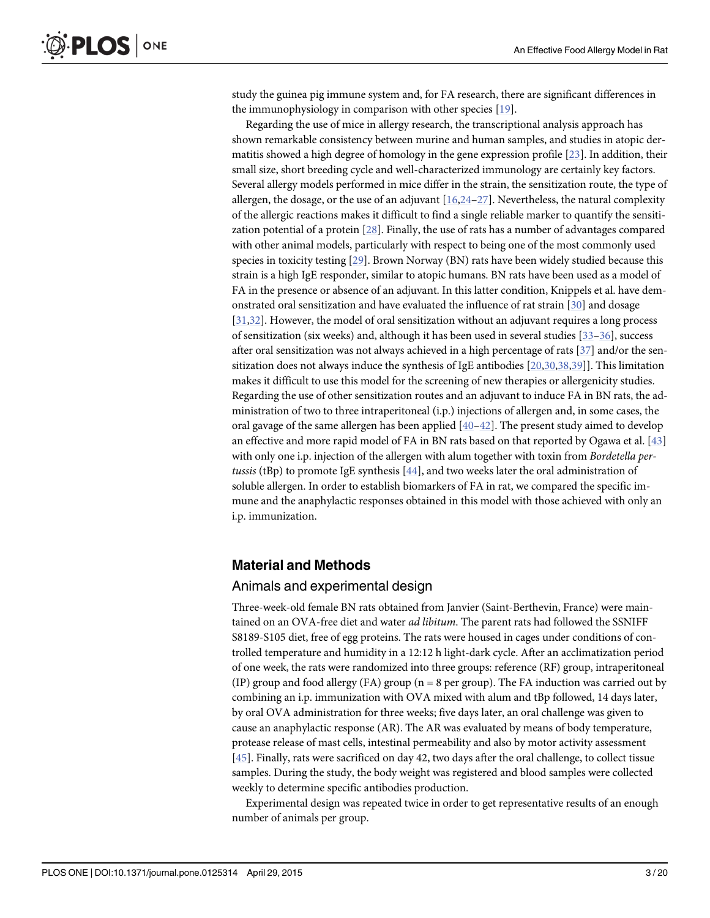study the guinea pig immune system and, for FA research, there are significant differences in the immunophysiology in comparison with other species [19].

Regarding the use of mice in allergy research, the transcriptional analysis approach has shown remarkable consistency between murine and human samples, and studies in atopic dermatitis showed a high degree of homology in the gene expression profile [23]. In addition, their small size, short breeding cycle and well-characterized immunology are certainly key factors. Several allergy models performed in mice differ in the strain, the sensitization route, the type of allergen, the dosage, or the use of an adjuvant [16,24–27]. Nevertheless, the natural complexity of the allergic reactions makes it difficult to find a single reliable marker to quantify the sensitization potential of a protein [28]. Finally, the use of rats has a number of advantages compared with other animal models, particularly with respect to being one of the most commonly used species in toxicity testing [29]. Brown Norway (BN) rats have been widely studied because this strain is a high IgE responder, similar to atopic humans. BN rats have been used as a model of FA in the presence or absence of an adjuvant. In this latter condition, Knippels et al. have demonstrated oral sensitization and have evaluated the influence of rat strain [30] and dosage [31,32]. However, the model of oral sensitization without an adjuvant requires a long process of sensitization (six weeks) and, although it has been used in several studies [33–36], success after oral sensitization was not always achieved in a high percentage of rats [37] and/or the sensitization does not always induce the synthesis of IgE antibodies [20,30,38,39]]. This limitation makes it difficult to use this model for the screening of new therapies or allergenicity studies. Regarding the use of other sensitization routes and an adjuvant to induce FA in BN rats, the administration of two to three intraperitoneal (i.p.) injections of allergen and, in some cases, the oral gavage of the same allergen has been applied [40–42]. The present study aimed to develop an effective and more rapid model of FA in BN rats based on that reported by Ogawa et al. [43] with only one i.p. injection of the allergen with alum together with toxin from *Bordetella pertussis* (tBp) to promote IgE synthesis [44], and two weeks later the oral administration of soluble allergen. In order to establish biomarkers of FA in rat, we compared the specific immune and the anaphylactic responses obtained in this model with those achieved with only an i.p. immunization.

## Material and Methods

### Animals and experimental design

Three-week-old female BN rats obtained from Janvier (Saint-Berthevin, France) were maintained on an OVA-free diet and water *ad libitum*. The parent rats had followed the SSNIFF S8189-S105 diet, free of egg proteins. The rats were housed in cages under conditions of controlled temperature and humidity in a 12:12 h light-dark cycle. After an acclimatization period of one week, the rats were randomized into three groups: reference (RF) group, intraperitoneal (IP) group and food allergy (FA) group (n = 8 per group). The FA induction was carried out by combining an i.p. immunization with OVA mixed with alum and tBp followed, 14 days later, by oral OVA administration for three weeks; five days later, an oral challenge was given to cause an anaphylactic response (AR). The AR was evaluated by means of body temperature, protease release of mast cells, intestinal permeability and also by motor activity assessment [45]. Finally, rats were sacrificed on day 42, two days after the oral challenge, to collect tissue samples. During the study, the body weight was registered and blood samples were collected weekly to determine specific antibodies production.

Experimental design was repeated twice in order to get representative results of an enough number of animals per group.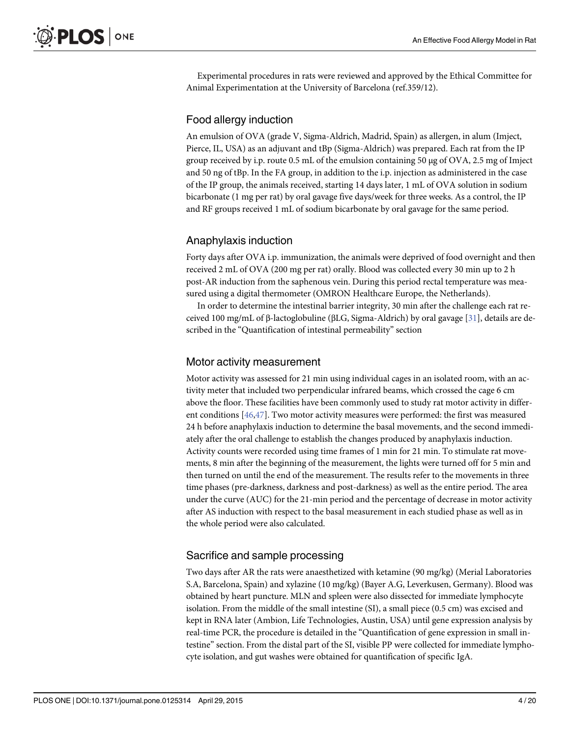Experimental procedures in rats were reviewed and approved by the Ethical Committee for Animal Experimentation at the University of Barcelona (ref.359/12).

## Food allergy induction

An emulsion of OVA (grade V, Sigma-Aldrich, Madrid, Spain) as allergen, in alum (Imject, Pierce, IL, USA) as an adjuvant and tBp (Sigma-Aldrich) was prepared. Each rat from the IP group received by i.p. route 0.5 mL of the emulsion containing 50 μg of OVA, 2.5 mg of Imject and 50 ng of tBp. In the FA group, in addition to the i.p. injection as administered in the case of the IP group, the animals received, starting 14 days later, 1 mL of OVA solution in sodium bicarbonate (1 mg per rat) by oral gavage five days/week for three weeks. As a control, the IP and RF groups received 1 mL of sodium bicarbonate by oral gavage for the same period.

## Anaphylaxis induction

Forty days after OVA i.p. immunization, the animals were deprived of food overnight and then received 2 mL of OVA (200 mg per rat) orally. Blood was collected every 30 min up to 2 h post-AR induction from the saphenous vein. During this period rectal temperature was measured using a digital thermometer (OMRON Healthcare Europe, the Netherlands).

In order to determine the intestinal barrier integrity, 30 min after the challenge each rat received 100 mg/mL of β-lactoglobuline (βLG, Sigma-Aldrich) by oral gavage [31], details are described in the "Quantification of intestinal permeability" section

## Motor activity measurement

Motor activity was assessed for 21 min using individual cages in an isolated room, with an activity meter that included two perpendicular infrared beams, which crossed the cage 6 cm above the floor. These facilities have been commonly used to study rat motor activity in different conditions [46,47]. Two motor activity measures were performed: the first was measured 24 h before anaphylaxis induction to determine the basal movements, and the second immediately after the oral challenge to establish the changes produced by anaphylaxis induction. Activity counts were recorded using time frames of 1 min for 21 min. To stimulate rat movements, 8 min after the beginning of the measurement, the lights were turned off for 5 min and then turned on until the end of the measurement. The results refer to the movements in three time phases (pre-darkness, darkness and post-darkness) as well as the entire period. The area under the curve (AUC) for the 21-min period and the percentage of decrease in motor activity after AS induction with respect to the basal measurement in each studied phase as well as in the whole period were also calculated.

## Sacrifice and sample processing

Two days after AR the rats were anaesthetized with ketamine (90 mg/kg) (Merial Laboratories S.A, Barcelona, Spain) and xylazine (10 mg/kg) (Bayer A.G, Leverkusen, Germany). Blood was obtained by heart puncture. MLN and spleen were also dissected for immediate lymphocyte isolation. From the middle of the small intestine (SI), a small piece (0.5 cm) was excised and kept in RNA later (Ambion, Life Technologies, Austin, USA) until gene expression analysis by real-time PCR, the procedure is detailed in the "Quantification of gene expression in small intestine" section. From the distal part of the SI, visible PP were collected for immediate lymphocyte isolation, and gut washes were obtained for quantification of specific IgA.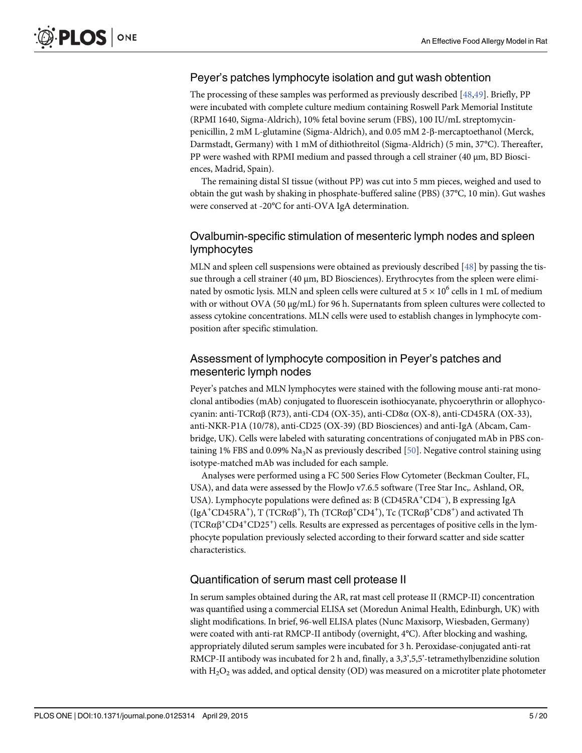## Peyer's patches lymphocyte isolation and gut wash obtention

The processing of these samples was performed as previously described [48,49]. Briefly, PP were incubated with complete culture medium containing Roswell Park Memorial Institute (RPMI 1640, Sigma-Aldrich), 10% fetal bovine serum (FBS), 100 IU/mL streptomycin-penicillin, 2 mM L-glutamine (Sigma-Aldrich), and 0.05 mM 2-β-mercaptoethanol (Merck, Darmstadt, Germany) with 1 mM of dithiothreitol (Sigma-Aldrich) (5 min, 37°C). Thereafter, PP were washed with RPMI medium and passed through a cell strainer (40 μm, BD Biosciences, Madrid, Spain).

The remaining distal SI tissue (without PP) was cut into 5 mm pieces, weighed and used to obtain the gut wash by shaking in phosphate-buffered saline (PBS) (37°C, 10 min). Gut washes were conserved at -20°C for anti-OVA IgA determination.

## Ovalbumin-specific stimulation of mesenteric lymph nodes and spleen lymphocytes

MLN and spleen cell suspensions were obtained as previously described [48] by passing the tissue through a cell strainer (40 μm, BD Biosciences). Erythrocytes from the spleen were eliminated by osmotic lysis. MLN and spleen cells were cultured at $5 \times 10^6$ cells in 1 mL of medium with or without OVA (50 μg/mL) for 96 h. Supernatants from spleen cultures were collected to assess cytokine concentrations. MLN cells were used to establish changes in lymphocyte composition after specific stimulation.

## Assessment of lymphocyte composition in Peyer's patches and mesenteric lymph nodes

Peyer's patches and MLN lymphocytes were stained with the following mouse anti-rat monoclonal antibodies (mAb) conjugated to fluorescein isothiocyanate, phycoerythrin or allophycocyanin: anti-TCRαβ (R73), anti-CD4 (OX-35), anti-CD8α (OX-8), anti-CD45RA (OX-33), anti-NKR-P1A (10/78), anti-CD25 (OX-39) (BD Biosciences) and anti-IgA (Abcam, Cambridge, UK). Cells were labeled with saturating concentrations of conjugated mAb in PBS containing 1% FBS and 0.09% $Na_3N$ as previously described [50]. Negative control staining using isotype-matched mAb was included for each sample.

Analyses were performed using a FC 500 Series Flow Cytometer (Beckman Coulter, FL, USA), and data were assessed by the FlowJo v7.6.5 software (Tree Star Inc,. Ashland, OR, USA). Lymphocyte populations were defined as: B ($CD45RA^+CD4^-$), B expressing IgA ($IgA^+CD45RA^+$), T ($TCR\alpha\beta^+$), Th ($TCR\alpha\beta^+CD4^+$), Tc ($TCR\alpha\beta^+CD8^+$) and activated Th ($TCR\alpha\beta^+CD4^+CD25^+$) cells. Results are expressed as percentages of positive cells in the lymphocyte population previously selected according to their forward scatter and side scatter characteristics.

## Quantification of serum mast cell protease II

In serum samples obtained during the AR, rat mast cell protease II (RMCP-II) concentration was quantified using a commercial ELISA set (Moredun Animal Health, Edinburgh, UK) with slight modifications. In brief, 96-well ELISA plates (Nunc Maxisorp, Wiesbaden, Germany) were coated with anti-rat RMCP-II antibody (overnight, 4°C). After blocking and washing, appropriately diluted serum samples were incubated for 3 h. Peroxidase-conjugated anti-rat RMCP-II antibody was incubated for 2 h and, finally, a 3,3',5,5'-tetramethylbenzidine solution with $H_2O_2$ was added, and optical density (OD) was measured on a microtiter plate photometer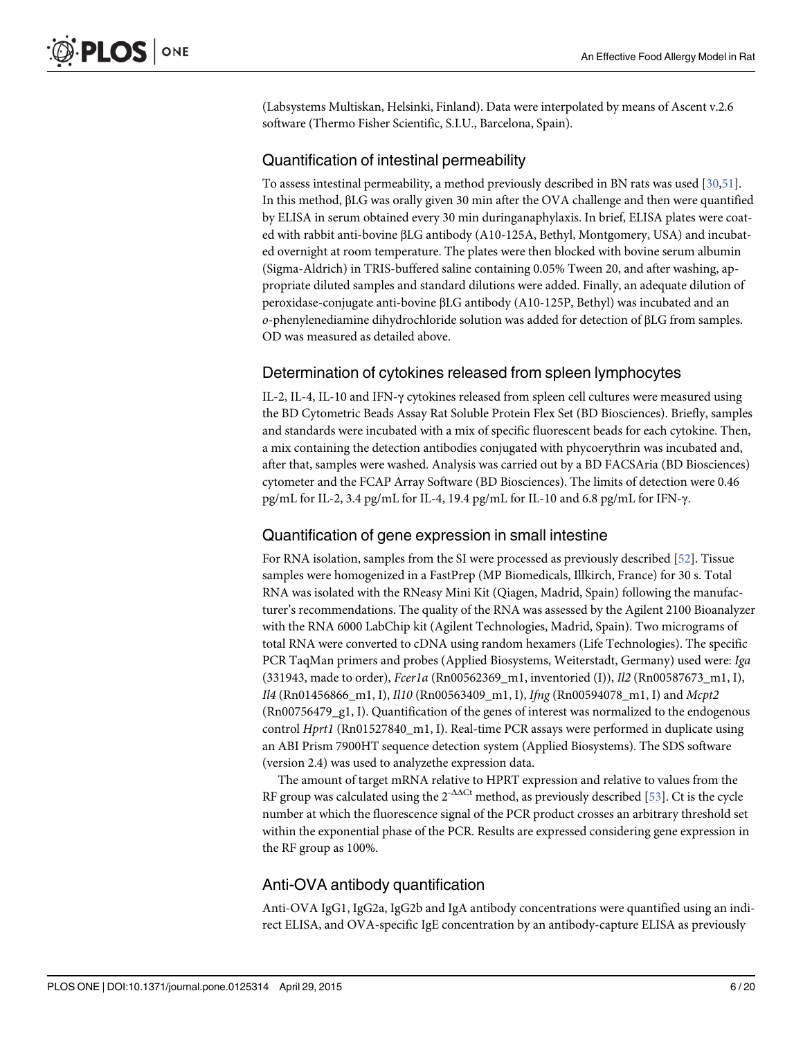(Labsystems Multiskan, Helsinki, Finland). Data were interpolated by means of Ascent v.2.6 software (Thermo Fisher Scientific, S.I.U., Barcelona, Spain).

## Quantification of intestinal permeability

To assess intestinal permeability, a method previously described in BN rats was used [30,51]. In this method, βLG was orally given 30 min after the OVA challenge and then were quantified by ELISA in serum obtained every 30 min duringanaphylaxis. In brief, ELISA plates were coated with rabbit anti-bovine βLG antibody (A10-125A, Bethyl, Montgomery, USA) and incubated overnight at room temperature. The plates were then blocked with bovine serum albumin (Sigma-Aldrich) in TRIS-buffered saline containing 0.05% Tween 20, and after washing, appropriate diluted samples and standard dilutions were added. Finally, an adequate dilution of peroxidase-conjugate anti-bovine βLG antibody (A10-125P, Bethyl) was incubated and an *o*-phenylenediamine dihydrochloride solution was added for detection of βLG from samples. OD was measured as detailed above.

## Determination of cytokines released from spleen lymphocytes

IL-2, IL-4, IL-10 and IFN-γ cytokines released from spleen cell cultures were measured using the BD Cytometric Beads Assay Rat Soluble Protein Flex Set (BD Biosciences). Briefly, samples and standards were incubated with a mix of specific fluorescent beads for each cytokine. Then, a mix containing the detection antibodies conjugated with phycoerythrin was incubated and, after that, samples were washed. Analysis was carried out by a BD FACSAria (BD Biosciences) cytometer and the FCAP Array Software (BD Biosciences). The limits of detection were 0.46 pg/mL for IL-2, 3.4 pg/mL for IL-4, 19.4 pg/mL for IL-10 and 6.8 pg/mL for IFN-γ.

## Quantification of gene expression in small intestine

For RNA isolation, samples from the SI were processed as previously described [52]. Tissue samples were homogenized in a FastPrep (MP Biomedicals, Illkirch, France) for 30 s. Total RNA was isolated with the RNeasy Mini Kit (Qiagen, Madrid, Spain) following the manufacturer's recommendations. The quality of the RNA was assessed by the Agilent 2100 Bioanalyzer with the RNA 6000 LabChip kit (Agilent Technologies, Madrid, Spain). Two micrograms of total RNA were converted to cDNA using random hexamers (Life Technologies). The specific PCR TaqMan primers and probes (Applied Biosystems, Weiterstadt, Germany) used were: *Iga* (331943, made to order), *Fcer1a* (Rn00562369_m1, inventoried (I)), *Il2* (Rn00587673_m1, I), *Il4* (Rn01456866_m1, I), *Il10* (Rn00563409_m1, I), *Ifng* (Rn00594078_m1, I) and *Mcpt2* (Rn00756479_g1, I). Quantification of the genes of interest was normalized to the endogenous control *Hprt1* (Rn01527840_m1, I). Real-time PCR assays were performed in duplicate using an ABI Prism 7900HT sequence detection system (Applied Biosystems). The SDS software (version 2.4) was used to analyzethe expression data.

The amount of target mRNA relative to HPRT expression and relative to values from the RF group was calculated using the $2^{-\Delta\Delta Ct}$ method, as previously described [53]. Ct is the cycle number at which the fluorescence signal of the PCR product crosses an arbitrary threshold set within the exponential phase of the PCR. Results are expressed considering gene expression in the RF group as 100%.

## Anti-OVA antibody quantification

Anti-OVA IgG1, IgG2a, IgG2b and IgA antibody concentrations were quantified using an indirect ELISA, and OVA-specific IgE concentration by an antibody-capture ELISA as previously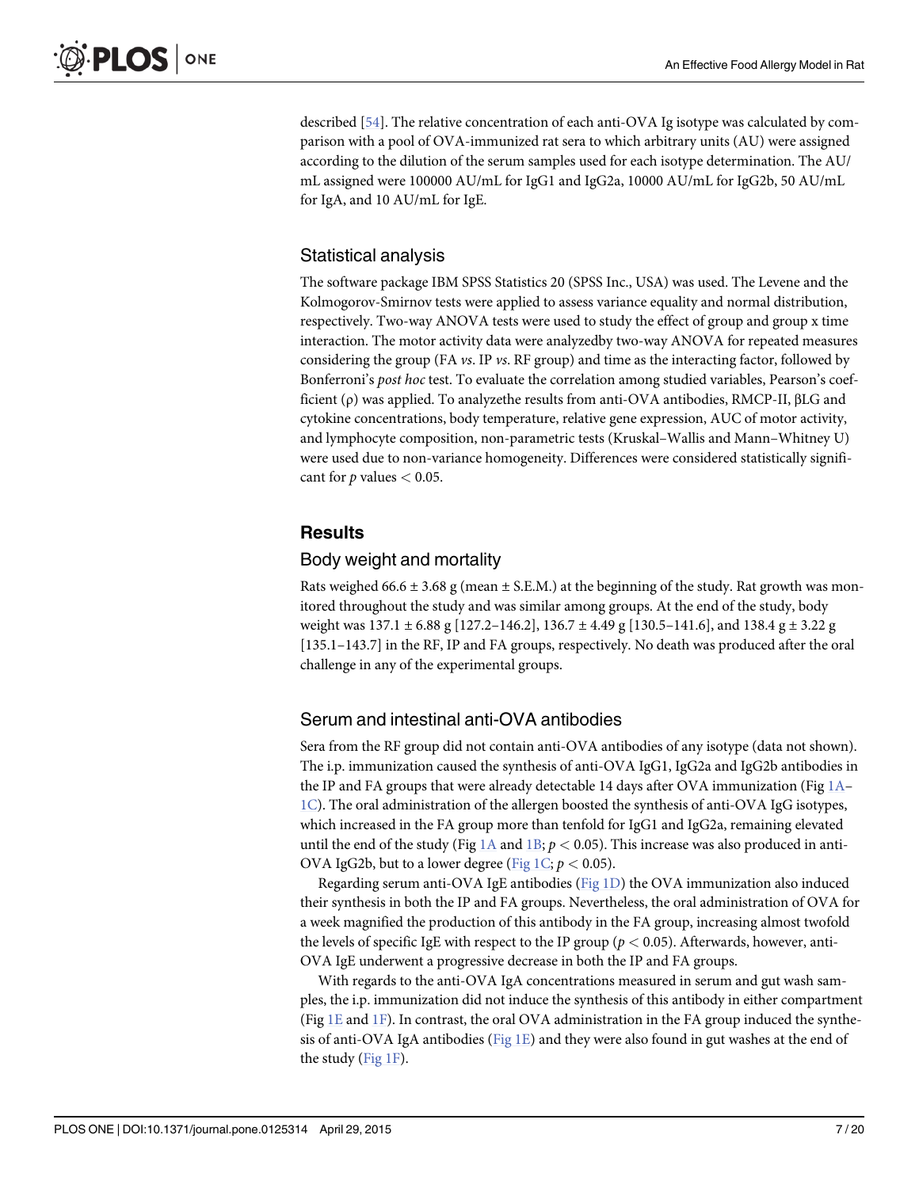described [54]. The relative concentration of each anti-OVA Ig isotype was calculated by comparison with a pool of OVA-immunized rat sera to which arbitrary units (AU) were assigned according to the dilution of the serum samples used for each isotype determination. The AU/mL assigned were 100000 AU/mL for IgG1 and IgG2a, 10000 AU/mL for IgG2b, 50 AU/mL for IgA, and 10 AU/mL for IgE.

## Statistical analysis

The software package IBM SPSS Statistics 20 (SPSS Inc., USA) was used. The Levene and the Kolmogorov-Smirnov tests were applied to assess variance equality and normal distribution, respectively. Two-way ANOVA tests were used to study the effect of group and group x time interaction. The motor activity data were analyzedby two-way ANOVA for repeated measures considering the group (FA *vs*. IP *vs*. RF group) and time as the interacting factor, followed by Bonferroni's *post hoc* test. To evaluate the correlation among studied variables, Pearson's coefficient (ρ) was applied. To analyzethe results from anti-OVA antibodies, RMCP-II, βLG and cytokine concentrations, body temperature, relative gene expression, AUC of motor activity, and lymphocyte composition, non-parametric tests (Kruskal–Wallis and Mann–Whitney U) were used due to non-variance homogeneity. Differences were considered statistically significant for $p$ values $< 0.05$.

# Results

## Body weight and mortality

Rats weighed 66.6 ± 3.68 g (mean ± S.E.M.) at the beginning of the study. Rat growth was monitored throughout the study and was similar among groups. At the end of the study, body weight was 137.1 ± 6.88 g [127.2–146.2], 136.7 ± 4.49 g [130.5–141.6], and 138.4 g ± 3.22 g [135.1–143.7] in the RF, IP and FA groups, respectively. No death was produced after the oral challenge in any of the experimental groups.

## Serum and intestinal anti-OVA antibodies

Sera from the RF group did not contain anti-OVA antibodies of any isotype (data not shown). The i.p. immunization caused the synthesis of anti-OVA IgG1, IgG2a and IgG2b antibodies in the IP and FA groups that were already detectable 14 days after OVA immunization (Fig 1A–1C). The oral administration of the allergen boosted the synthesis of anti-OVA IgG isotypes, which increased in the FA group more than tenfold for IgG1 and IgG2a, remaining elevated until the end of the study (Fig 1A and 1B; $p < 0.05$). This increase was also produced in anti-OVA IgG2b, but to a lower degree (Fig 1C; $p < 0.05$).

Regarding serum anti-OVA IgE antibodies (Fig 1D) the OVA immunization also induced their synthesis in both the IP and FA groups. Nevertheless, the oral administration of OVA for a week magnified the production of this antibody in the FA group, increasing almost twofold the levels of specific IgE with respect to the IP group ($p < 0.05$). Afterwards, however, anti-OVA IgE underwent a progressive decrease in both the IP and FA groups.

With regards to the anti-OVA IgA concentrations measured in serum and gut wash samples, the i.p. immunization did not induce the synthesis of this antibody in either compartment (Fig 1E and 1F). In contrast, the oral OVA administration in the FA group induced the synthesis of anti-OVA IgA antibodies (Fig 1E) and they were also found in gut washes at the end of the study (Fig 1F).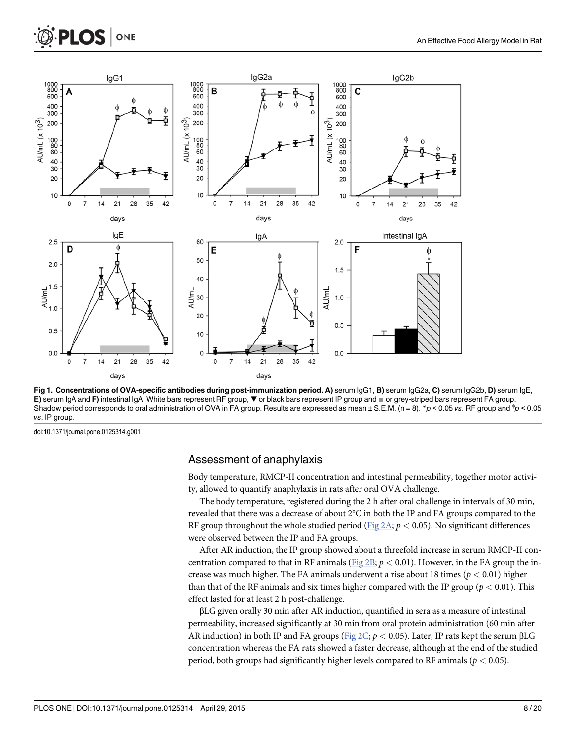**Fig 1. Concentrations of OVA-specific antibodies during post-immunization period. A)** serum IgG1, **B)** serum IgG2a, **C)** serum IgG2b, **D)** serum IgE, **E)** serum IgA and **F)** intestinal IgA. White bars represent RF group, ▼ or black bars represent IP group and ■ or grey-striped bars represent FA group. Shadow period corresponds to oral administration of OVA in FA group. Results are expressed as mean ± S.E.M. (n = 8). \**p* < 0.05 *vs*. RF group and ϕ*p* < 0.05 *vs*. IP group.

doi:10.1371/journal.pone.0125314.g001

## Assessment of anaphylaxis

Body temperature, RMCP-II concentration and intestinal permeability, together motor activity, allowed to quantify anaphylaxis in rats after oral OVA challenge.

The body temperature, registered during the 2 h after oral challenge in intervals of 30 min, revealed that there was a decrease of about 2°C in both the IP and FA groups compared to the RF group throughout the whole studied period (Fig 2A; $p < 0.05$). No significant differences were observed between the IP and FA groups.

After AR induction, the IP group showed about a threefold increase in serum RMCP-II concentration compared to that in RF animals (Fig 2B; $p < 0.01$). However, in the FA group the increase was much higher. The FA animals underwent a rise about 18 times ($p < 0.01$) higher than that of the RF animals and six times higher compared with the IP group ($p < 0.01$). This effect lasted for at least 2 h post-challenge.

βLG given orally 30 min after AR induction, quantified in sera as a measure of intestinal permeability, increased significantly at 30 min from oral protein administration (60 min after AR induction) in both IP and FA groups (Fig 2C; $p < 0.05$). Later, IP rats kept the serum βLG concentration whereas the FA rats showed a faster decrease, although at the end of the studied period, both groups had significantly higher levels compared to RF animals ($p < 0.05$).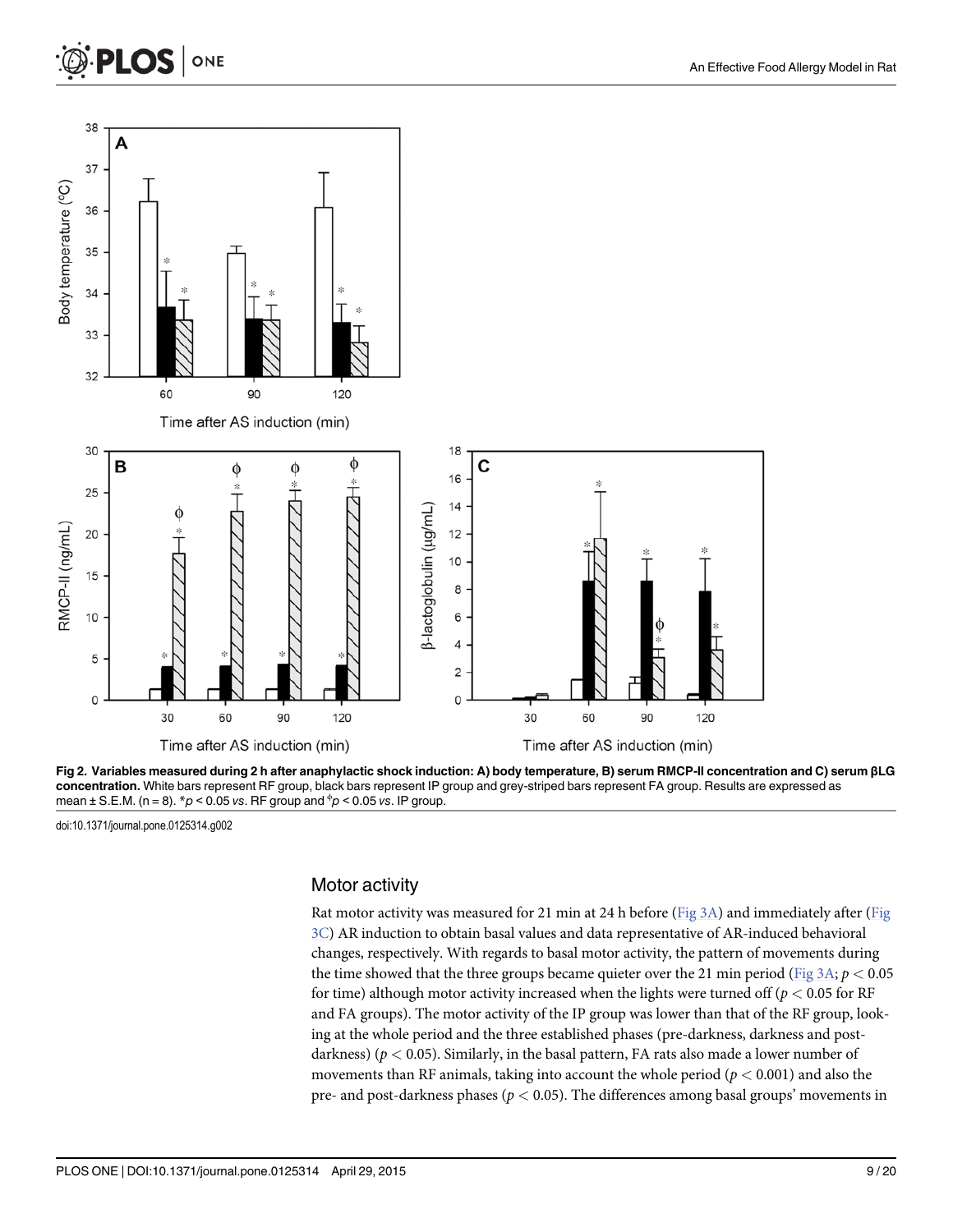**Fig 2. Variables measured during 2 h after anaphylactic shock induction: A) body temperature, B) serum RMCP-II concentration and C) serum βLG concentration.** White bars represent RF group, black bars represent IP group and grey-striped bars represent FA group. Results are expressed as mean ± S.E.M. (n = 8). *$p < 0.05$ *vs*. RF group and $^{\phi}p < 0.05$ *vs*. IP group.

doi:10.1371/journal.pone.0125314.g002

### Motor activity

Rat motor activity was measured for 21 min at 24 h before (Fig 3A) and immediately after (Fig 3C) AR induction to obtain basal values and data representative of AR-induced behavioral changes, respectively. With regards to basal motor activity, the pattern of movements during the time showed that the three groups became quieter over the 21 min period (Fig 3A; $p < 0.05$ for time) although motor activity increased when the lights were turned off ($p < 0.05$ for RF and FA groups). The motor activity of the IP group was lower than that of the RF group, looking at the whole period and the three established phases (pre-darkness, darkness and post-darkness) ($p < 0.05$). Similarly, in the basal pattern, FA rats also made a lower number of movements than RF animals, taking into account the whole period ($p < 0.001$) and also the pre- and post-darkness phases ($p < 0.05$). The differences among basal groups' movements in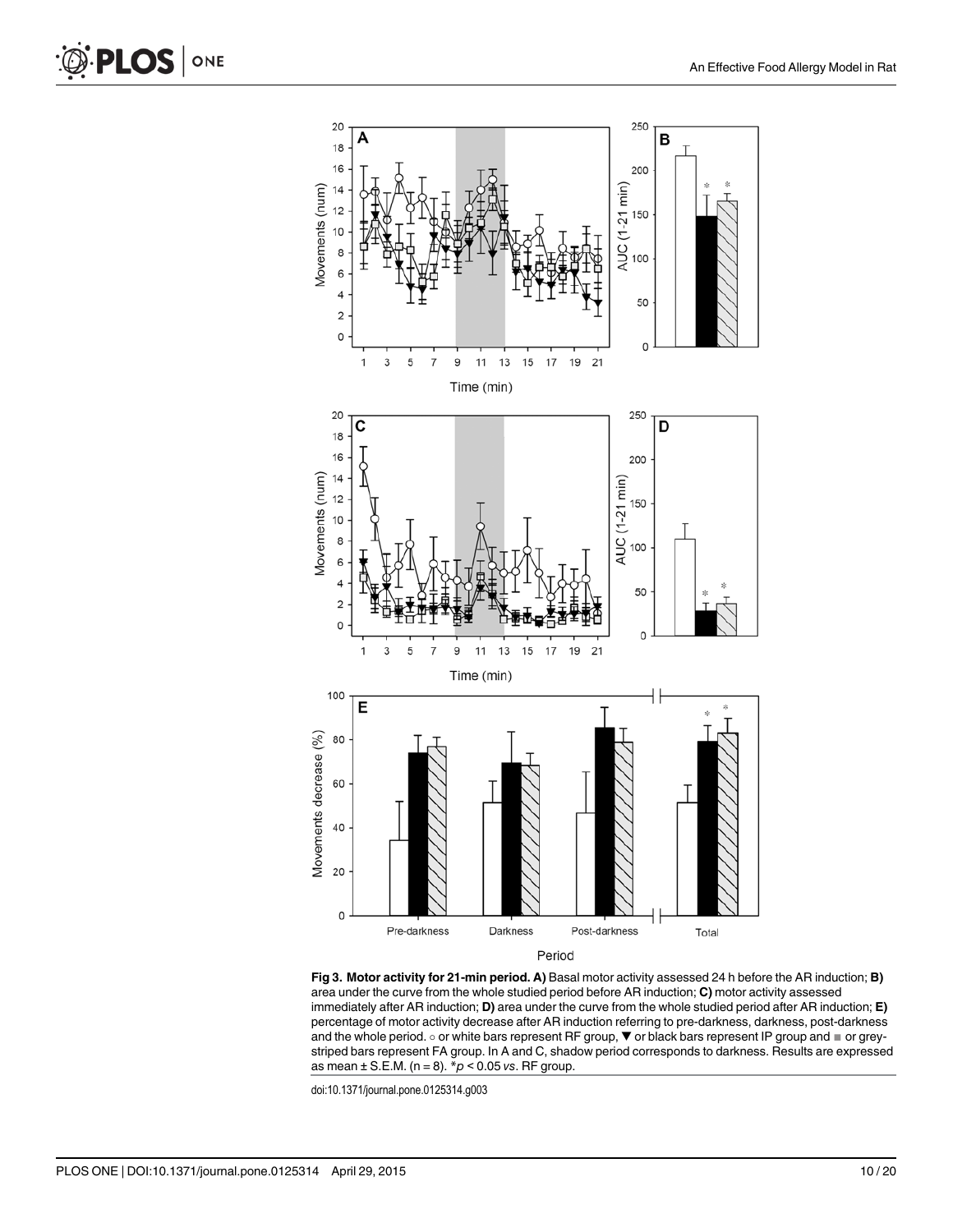**Fig 3. Motor activity for 21-min period. A)** Basal motor activity assessed 24 h before the AR induction; **B)** area under the curve from the whole studied period before AR induction; **C)** motor activity assessed immediately after AR induction; **D)** area under the curve from the whole studied period after AR induction; **E)** percentage of motor activity decrease after AR induction referring to pre-darkness, darkness, post-darkness and the whole period. ○ or white bars represent RF group, ▼ or black bars represent IP group and ■ or grey-striped bars represent FA group. In A and C, shadow period corresponds to darkness. Results are expressed as mean ± S.E.M. (n = 8). *$p < 0.05$ *vs*. RF group.

doi:10.1371/journal.pone.0125314.g003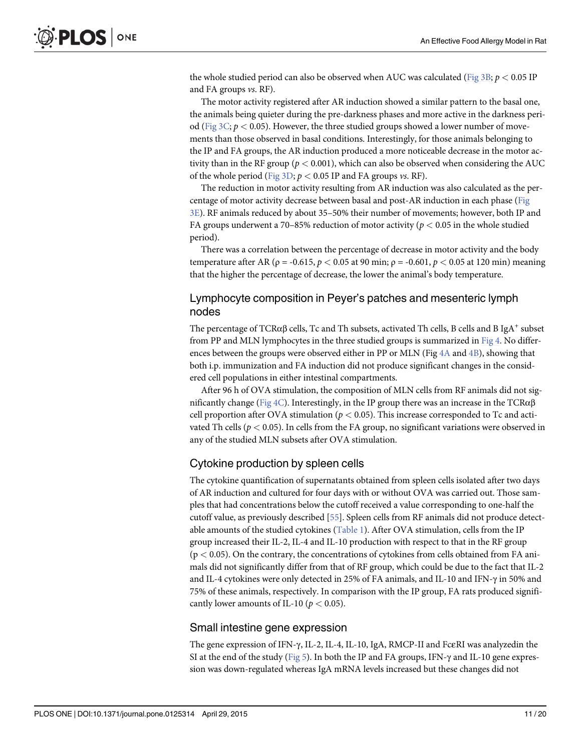the whole studied period can also be observed when AUC was calculated (Fig 3B; $p < 0.05$ IP and FA groups *vs*. RF).

The motor activity registered after AR induction showed a similar pattern to the basal one, the animals being quieter during the pre-darkness phases and more active in the darkness period (Fig 3C; $p < 0.05$). However, the three studied groups showed a lower number of movements than those observed in basal conditions. Interestingly, for those animals belonging to the IP and FA groups, the AR induction produced a more noticeable decrease in the motor activity than in the RF group ($p < 0.001$), which can also be observed when considering the AUC of the whole period (Fig 3D; $p < 0.05$ IP and FA groups *vs*. RF).

The reduction in motor activity resulting from AR induction was also calculated as the percentage of motor activity decrease between basal and post-AR induction in each phase (Fig 3E). RF animals reduced by about 35–50% their number of movements; however, both IP and FA groups underwent a 70–85% reduction of motor activity ($p < 0.05$ in the whole studied period).

There was a correlation between the percentage of decrease in motor activity and the body temperature after AR ($\rho = -0.615$, $p < 0.05$ at 90 min; $\rho = -0.601$, $p < 0.05$ at 120 min) meaning that the higher the percentage of decrease, the lower the animal's body temperature.

## Lymphocyte composition in Peyer's patches and mesenteric lymph nodes

The percentage of TCRαβ cells, Tc and Th subsets, activated Th cells, B cells and B IgA$^{+}$ subset from PP and MLN lymphocytes in the three studied groups is summarized in Fig 4. No differences between the groups were observed either in PP or MLN (Fig 4A and 4B), showing that both i.p. immunization and FA induction did not produce significant changes in the considered cell populations in either intestinal compartments.

After 96 h of OVA stimulation, the composition of MLN cells from RF animals did not significantly change (Fig 4C). Interestingly, in the IP group there was an increase in the TCRαβ cell proportion after OVA stimulation ($p < 0.05$). This increase corresponded to Tc and activated Th cells ($p < 0.05$). In cells from the FA group, no significant variations were observed in any of the studied MLN subsets after OVA stimulation.

## Cytokine production by spleen cells

The cytokine quantification of supernatants obtained from spleen cells isolated after two days of AR induction and cultured for four days with or without OVA was carried out. Those samples that had concentrations below the cutoff received a value corresponding to one-half the cutoff value, as previously described [55]. Spleen cells from RF animals did not produce detectable amounts of the studied cytokines (Table 1). After OVA stimulation, cells from the IP group increased their IL-2, IL-4 and IL-10 production with respect to that in the RF group ($p < 0.05$). On the contrary, the concentrations of cytokines from cells obtained from FA animals did not significantly differ from that of RF group, which could be due to the fact that IL-2 and IL-4 cytokines were only detected in 25% of FA animals, and IL-10 and IFN-γ in 50% and 75% of these animals, respectively. In comparison with the IP group, FA rats produced significantly lower amounts of IL-10 ($p < 0.05$).

## Small intestine gene expression

The gene expression of IFN-γ, IL-2, IL-4, IL-10, IgA, RMCP-II and FcεRI was analyzedin the SI at the end of the study (Fig 5). In both the IP and FA groups, IFN-γ and IL-10 gene expression was down-regulated whereas IgA mRNA levels increased but these changes did not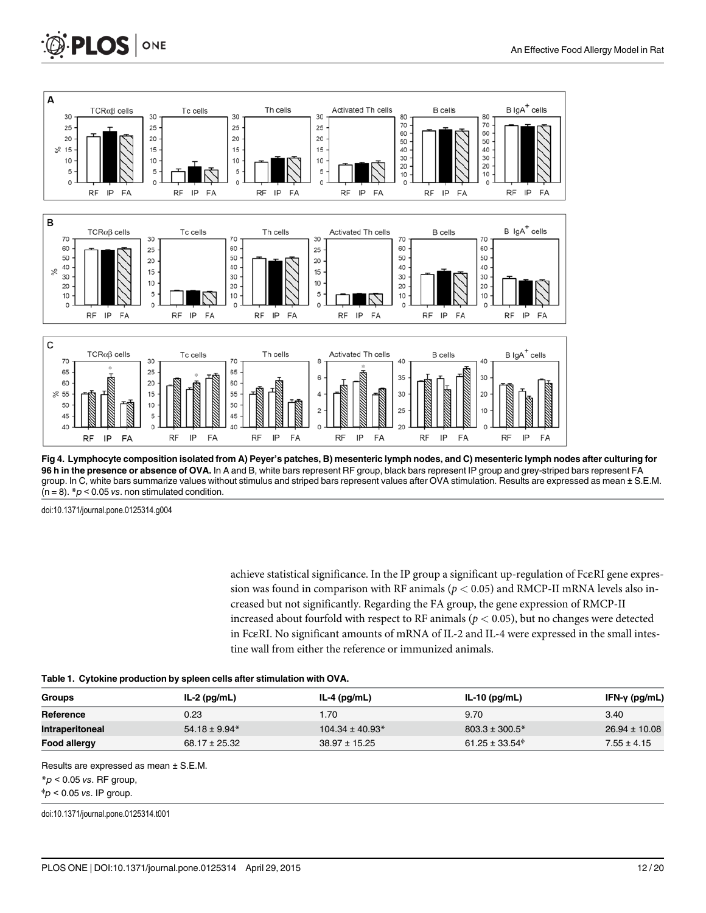**Fig 4. Lymphocyte composition isolated from A) Peyer's patches, B) mesenteric lymph nodes, and C) mesenteric lymph nodes after culturing for 96 h in the presence or absence of OVA.** In A and B, white bars represent RF group, black bars represent IP group and grey-striped bars represent FA group. In C, white bars summarize values without stimulus and striped bars represent values after OVA stimulation. Results are expressed as mean ± S.E.M. (n = 8). \*$p < 0.05$ *vs*. non stimulated condition.

doi:10.1371/journal.pone.0125314.g004

achieve statistical significance. In the IP group a significant up-regulation of FcεRI gene expression was found in comparison with RF animals ($p < 0.05$) and RMCP-II mRNA levels also increased but not significantly. Regarding the FA group, the gene expression of RMCP-II increased about fourfold with respect to RF animals ($p < 0.05$), but no changes were detected in FcεRI. No significant amounts of mRNA of IL-2 and IL-4 were expressed in the small intestine wall from either the reference or immunized animals.

**Table 1. Cytokine production by spleen cells after stimulation with OVA.**

| Groups | IL-2 (pg/mL) | IL-4 (pg/mL) | IL-10 (pg/mL) | IFN-γ (pg/mL) |
|---|---|---|---|---|
| **Reference** | 0.23 | 1.70 | 9.70 | 3.40 |
| **Intraperitoneal** | 54.18 ± 9.94* | 104.34 ± 40.93* | 803.3 ± 300.5* | 26.94 ± 10.08 |
| **Food allergy** | 68.17 ± 25.32 | 38.97 ± 15.25 | 61.25 ± 33.54$^{\phi}$ | 7.55 ± 4.15 |

Results are expressed as mean ± S.E.M.

\*$p < 0.05$ *vs*. RF group,

$^{\phi}p < 0.05$ *vs*. IP group.

doi:10.1371/journal.pone.0125314.t001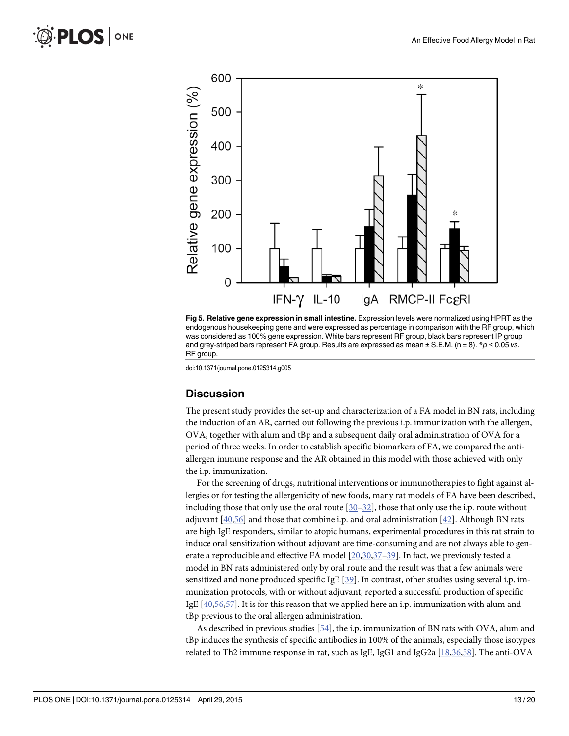Fig 5. Relative gene expression in small intestine. Expression levels were normalized using HPRT as the endogenous housekeeping gene and were expressed as percentage in comparison with the RF group, which was considered as 100% gene expression. White bars represent RF group, black bars represent IP group and grey-striped bars represent FA group. Results are expressed as mean ± S.E.M. (n = 8). *$p < 0.05$ *vs*. RF group.

doi:10.1371/journal.pone.0125314.g005

## Discussion

The present study provides the set-up and characterization of a FA model in BN rats, including the induction of an AR, carried out following the previous i.p. immunization with the allergen, OVA, together with alum and tBp and a subsequent daily oral administration of OVA for a period of three weeks. In order to establish specific biomarkers of FA, we compared the anti-allergen immune response and the AR obtained in this model with those achieved with only the i.p. immunization.

For the screening of drugs, nutritional interventions or immunotherapies to fight against allergies or for testing the allergenicity of new foods, many rat models of FA have been described, including those that only use the oral route [30–32], those that only use the i.p. route without adjuvant [40,56] and those that combine i.p. and oral administration [42]. Although BN rats are high IgE responders, similar to atopic humans, experimental procedures in this rat strain to induce oral sensitization without adjuvant are time-consuming and are not always able to generate a reproducible and effective FA model [20,30,37–39]. In fact, we previously tested a model in BN rats administered only by oral route and the result was that a few animals were sensitized and none produced specific IgE [39]. In contrast, other studies using several i.p. immunization protocols, with or without adjuvant, reported a successful production of specific IgE [40,56,57]. It is for this reason that we applied here an i.p. immunization with alum and tBp previous to the oral allergen administration.

As described in previous studies [54], the i.p. immunization of BN rats with OVA, alum and tBp induces the synthesis of specific antibodies in 100% of the animals, especially those isotypes related to Th2 immune response in rat, such as IgE, IgG1 and IgG2a [18,36,58]. The anti-OVA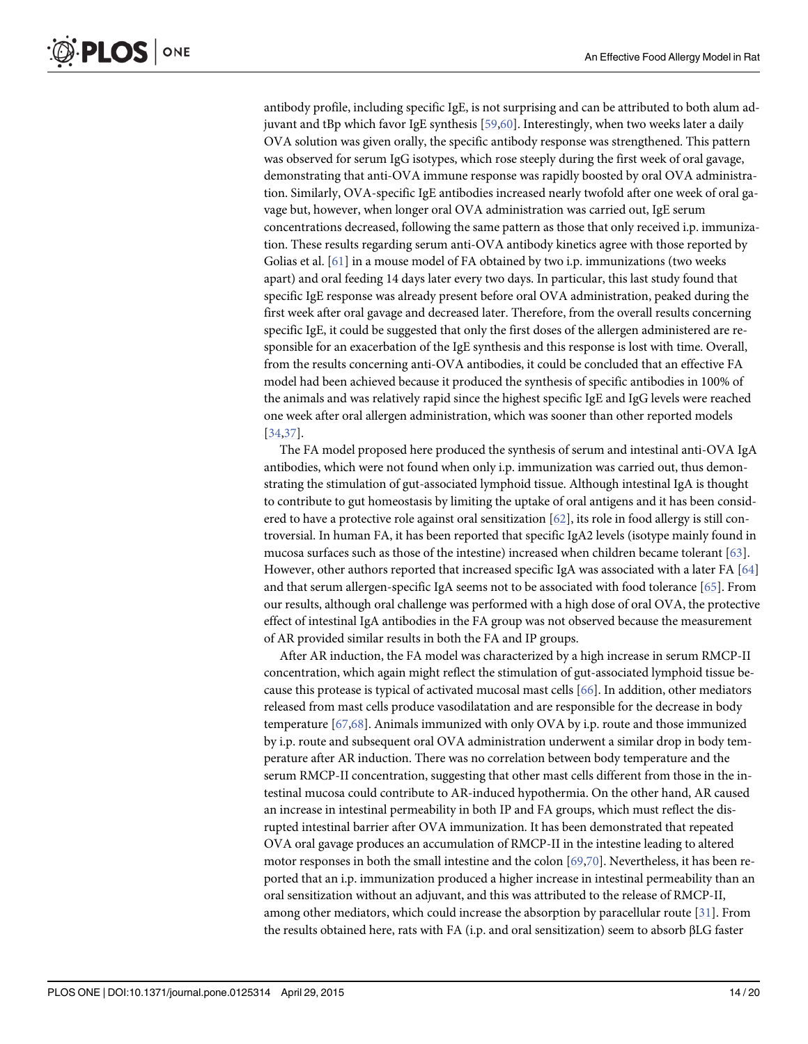antibody profile, including specific IgE, is not surprising and can be attributed to both alum adjuvant and tBp which favor IgE synthesis [59,60]. Interestingly, when two weeks later a daily OVA solution was given orally, the specific antibody response was strengthened. This pattern was observed for serum IgG isotypes, which rose steeply during the first week of oral gavage, demonstrating that anti-OVA immune response was rapidly boosted by oral OVA administration. Similarly, OVA-specific IgE antibodies increased nearly twofold after one week of oral gavage but, however, when longer oral OVA administration was carried out, IgE serum concentrations decreased, following the same pattern as those that only received i.p. immunization. These results regarding serum anti-OVA antibody kinetics agree with those reported by Golias et al. [61] in a mouse model of FA obtained by two i.p. immunizations (two weeks apart) and oral feeding 14 days later every two days. In particular, this last study found that specific IgE response was already present before oral OVA administration, peaked during the first week after oral gavage and decreased later. Therefore, from the overall results concerning specific IgE, it could be suggested that only the first doses of the allergen administered are responsible for an exacerbation of the IgE synthesis and this response is lost with time. Overall, from the results concerning anti-OVA antibodies, it could be concluded that an effective FA model had been achieved because it produced the synthesis of specific antibodies in 100% of the animals and was relatively rapid since the highest specific IgE and IgG levels were reached one week after oral allergen administration, which was sooner than other reported models [34,37].

The FA model proposed here produced the synthesis of serum and intestinal anti-OVA IgA antibodies, which were not found when only i.p. immunization was carried out, thus demonstrating the stimulation of gut-associated lymphoid tissue. Although intestinal IgA is thought to contribute to gut homeostasis by limiting the uptake of oral antigens and it has been considered to have a protective role against oral sensitization [62], its role in food allergy is still controversial. In human FA, it has been reported that specific IgA2 levels (isotype mainly found in mucosa surfaces such as those of the intestine) increased when children became tolerant [63]. However, other authors reported that increased specific IgA was associated with a later FA [64] and that serum allergen-specific IgA seems not to be associated with food tolerance [65]. From our results, although oral challenge was performed with a high dose of oral OVA, the protective effect of intestinal IgA antibodies in the FA group was not observed because the measurement of AR provided similar results in both the FA and IP groups.

After AR induction, the FA model was characterized by a high increase in serum RMCP-II concentration, which again might reflect the stimulation of gut-associated lymphoid tissue because this protease is typical of activated mucosal mast cells [66]. In addition, other mediators released from mast cells produce vasodilatation and are responsible for the decrease in body temperature [67,68]. Animals immunized with only OVA by i.p. route and those immunized by i.p. route and subsequent oral OVA administration underwent a similar drop in body temperature after AR induction. There was no correlation between body temperature and the serum RMCP-II concentration, suggesting that other mast cells different from those in the intestinal mucosa could contribute to AR-induced hypothermia. On the other hand, AR caused an increase in intestinal permeability in both IP and FA groups, which must reflect the disrupted intestinal barrier after OVA immunization. It has been demonstrated that repeated OVA oral gavage produces an accumulation of RMCP-II in the intestine leading to altered motor responses in both the small intestine and the colon [69,70]. Nevertheless, it has been reported that an i.p. immunization produced a higher increase in intestinal permeability than an oral sensitization without an adjuvant, and this was attributed to the release of RMCP-II, among other mediators, which could increase the absorption by paracellular route [31]. From the results obtained here, rats with FA (i.p. and oral sensitization) seem to absorb βLG faster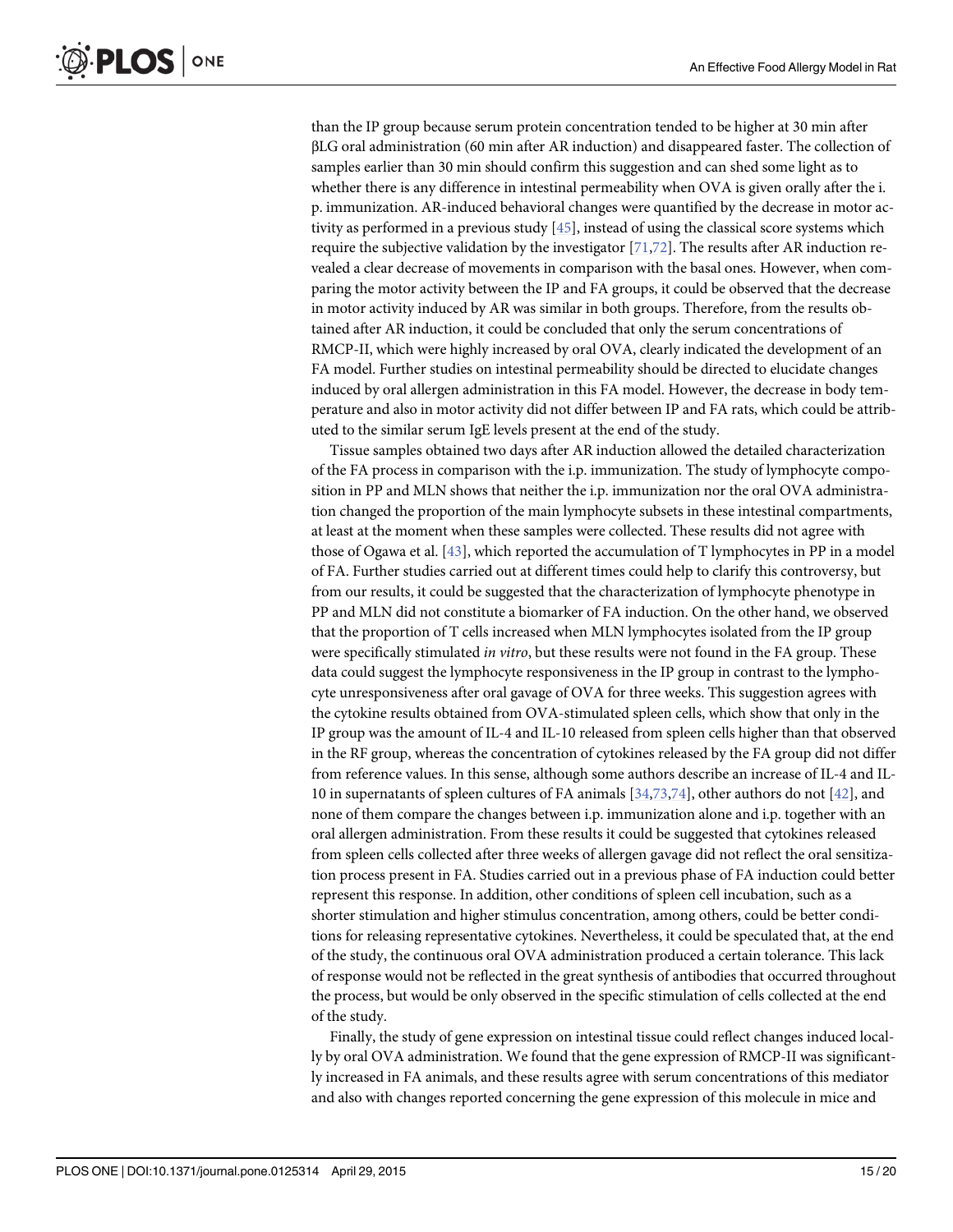than the IP group because serum protein concentration tended to be higher at 30 min after βLG oral administration (60 min after AR induction) and disappeared faster. The collection of samples earlier than 30 min should confirm this suggestion and can shed some light as to whether there is any difference in intestinal permeability when OVA is given orally after the i.p. immunization. AR-induced behavioral changes were quantified by the decrease in motor activity as performed in a previous study [45], instead of using the classical score systems which require the subjective validation by the investigator [71,72]. The results after AR induction revealed a clear decrease of movements in comparison with the basal ones. However, when comparing the motor activity between the IP and FA groups, it could be observed that the decrease in motor activity induced by AR was similar in both groups. Therefore, from the results obtained after AR induction, it could be concluded that only the serum concentrations of RMCP-II, which were highly increased by oral OVA, clearly indicated the development of an FA model. Further studies on intestinal permeability should be directed to elucidate changes induced by oral allergen administration in this FA model. However, the decrease in body temperature and also in motor activity did not differ between IP and FA rats, which could be attributed to the similar serum IgE levels present at the end of the study.

Tissue samples obtained two days after AR induction allowed the detailed characterization of the FA process in comparison with the i.p. immunization. The study of lymphocyte composition in PP and MLN shows that neither the i.p. immunization nor the oral OVA administration changed the proportion of the main lymphocyte subsets in these intestinal compartments, at least at the moment when these samples were collected. These results did not agree with those of Ogawa et al. [43], which reported the accumulation of T lymphocytes in PP in a model of FA. Further studies carried out at different times could help to clarify this controversy, but from our results, it could be suggested that the characterization of lymphocyte phenotype in PP and MLN did not constitute a biomarker of FA induction. On the other hand, we observed that the proportion of T cells increased when MLN lymphocytes isolated from the IP group were specifically stimulated *in vitro*, but these results were not found in the FA group. These data could suggest the lymphocyte responsiveness in the IP group in contrast to the lymphocyte unresponsiveness after oral gavage of OVA for three weeks. This suggestion agrees with the cytokine results obtained from OVA-stimulated spleen cells, which show that only in the IP group was the amount of IL-4 and IL-10 released from spleen cells higher than that observed in the RF group, whereas the concentration of cytokines released by the FA group did not differ from reference values. In this sense, although some authors describe an increase of IL-4 and IL-10 in supernatants of spleen cultures of FA animals [34,73,74], other authors do not [42], and none of them compare the changes between i.p. immunization alone and i.p. together with an oral allergen administration. From these results it could be suggested that cytokines released from spleen cells collected after three weeks of allergen gavage did not reflect the oral sensitization process present in FA. Studies carried out in a previous phase of FA induction could better represent this response. In addition, other conditions of spleen cell incubation, such as a shorter stimulation and higher stimulus concentration, among others, could be better conditions for releasing representative cytokines. Nevertheless, it could be speculated that, at the end of the study, the continuous oral OVA administration produced a certain tolerance. This lack of response would not be reflected in the great synthesis of antibodies that occurred throughout the process, but would be only observed in the specific stimulation of cells collected at the end of the study.

Finally, the study of gene expression on intestinal tissue could reflect changes induced locally by oral OVA administration. We found that the gene expression of RMCP-II was significantly increased in FA animals, and these results agree with serum concentrations of this mediator and also with changes reported concerning the gene expression of this molecule in mice and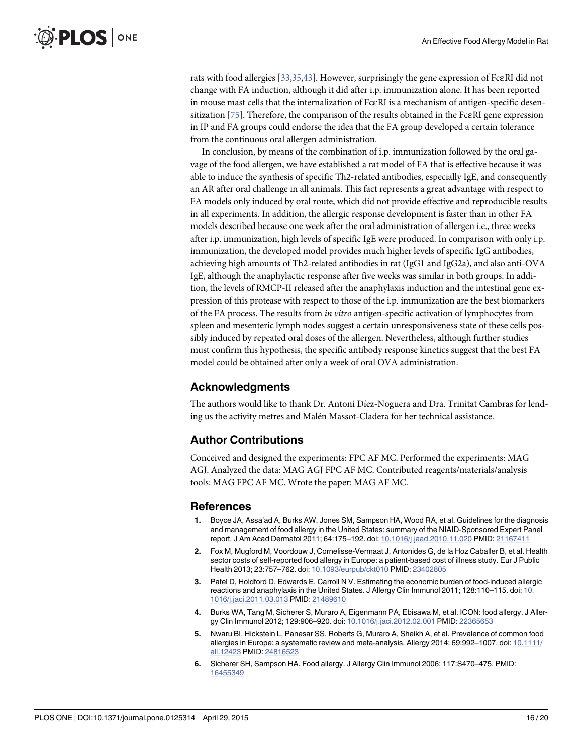rats with food allergies [33,35,43]. However, surprisingly the gene expression of FcεRI did not change with FA induction, although it did after i.p. immunization alone. It has been reported in mouse mast cells that the internalization of FcεRI is a mechanism of antigen-specific desensitization [75]. Therefore, the comparison of the results obtained in the FcεRI gene expression in IP and FA groups could endorse the idea that the FA group developed a certain tolerance from the continuous oral allergen administration.

In conclusion, by means of the combination of i.p. immunization followed by the oral gavage of the food allergen, we have established a rat model of FA that is effective because it was able to induce the synthesis of specific Th2-related antibodies, especially IgE, and consequently an AR after oral challenge in all animals. This fact represents a great advantage with respect to FA models only induced by oral route, which did not provide effective and reproducible results in all experiments. In addition, the allergic response development is faster than in other FA models described because one week after the oral administration of allergen i.e., three weeks after i.p. immunization, high levels of specific IgE were produced. In comparison with only i.p. immunization, the developed model provides much higher levels of specific IgG antibodies, achieving high amounts of Th2-related antibodies in rat (IgG1 and IgG2a), and also anti-OVA IgE, although the anaphylactic response after five weeks was similar in both groups. In addition, the levels of RMCP-II released after the anaphylaxis induction and the intestinal gene expression of this protease with respect to those of the i.p. immunization are the best biomarkers of the FA process. The results from *in vitro* antigen-specific activation of lymphocytes from spleen and mesenteric lymph nodes suggest a certain unresponsiveness state of these cells possibly induced by repeated oral doses of the allergen. Nevertheless, although further studies must confirm this hypothesis, the specific antibody response kinetics suggest that the best FA model could be obtained after only a week of oral OVA administration.

## Acknowledgments

The authors would like to thank Dr. Antoni Díez-Noguera and Dra. Trinitat Cambras for lending us the activity metres and Malén Massot-Cladera for her technical assistance.

## Author Contributions

Conceived and designed the experiments: FPC AF MC. Performed the experiments: MAG AGJ. Analyzed the data: MAG AGJ FPC AF MC. Contributed reagents/materials/analysis tools: MAG FPC AF MC. Wrote the paper: MAG AF MC.

## References

1. Boyce JA, Assa'ad A, Burks AW, Jones SM, Sampson HA, Wood RA, et al. Guidelines for the diagnosis and management of food allergy in the United States: summary of the NIAID-Sponsored Expert Panel report. J Am Acad Dermatol 2011; 64:175–192. doi: 10.1016/j.jaad.2010.11.020 PMID: 21167411
2. Fox M, Mugford M, Voordouw J, Cornelisse-Vermaat J, Antonides G, de la Hoz Caballer B, et al. Health sector costs of self-reported food allergy in Europe: a patient-based cost of illness study. Eur J Public Health 2013; 23:757–762. doi: 10.1093/eurpub/ckt010 PMID: 23402805
3. Patel D, Holdford D, Edwards E, Carroll N V. Estimating the economic burden of food-induced allergic reactions and anaphylaxis in the United States. J Allergy Clin Immunol 2011; 128:110–115. doi: 10.1016/j.jaci.2011.03.013 PMID: 21489610
4. Burks WA, Tang M, Sicherer S, Muraro A, Eigenmann PA, Ebisawa M, et al. ICON: food allergy. J Allergy Clin Immunol 2012; 129:906–920. doi: 10.1016/j.jaci.2012.02.001 PMID: 22365653
5. Nwaru BI, Hickstein L, Panesar SS, Roberts G, Muraro A, Sheikh A, et al. Prevalence of common food allergies in Europe: a systematic review and meta-analysis. Allergy 2014; 69:992–1007. doi: 10.1111/all.12423 PMID: 24816523
6. Sicherer SH, Sampson HA. Food allergy. J Allergy Clin Immunol 2006; 117:S470–475. PMID: 16455349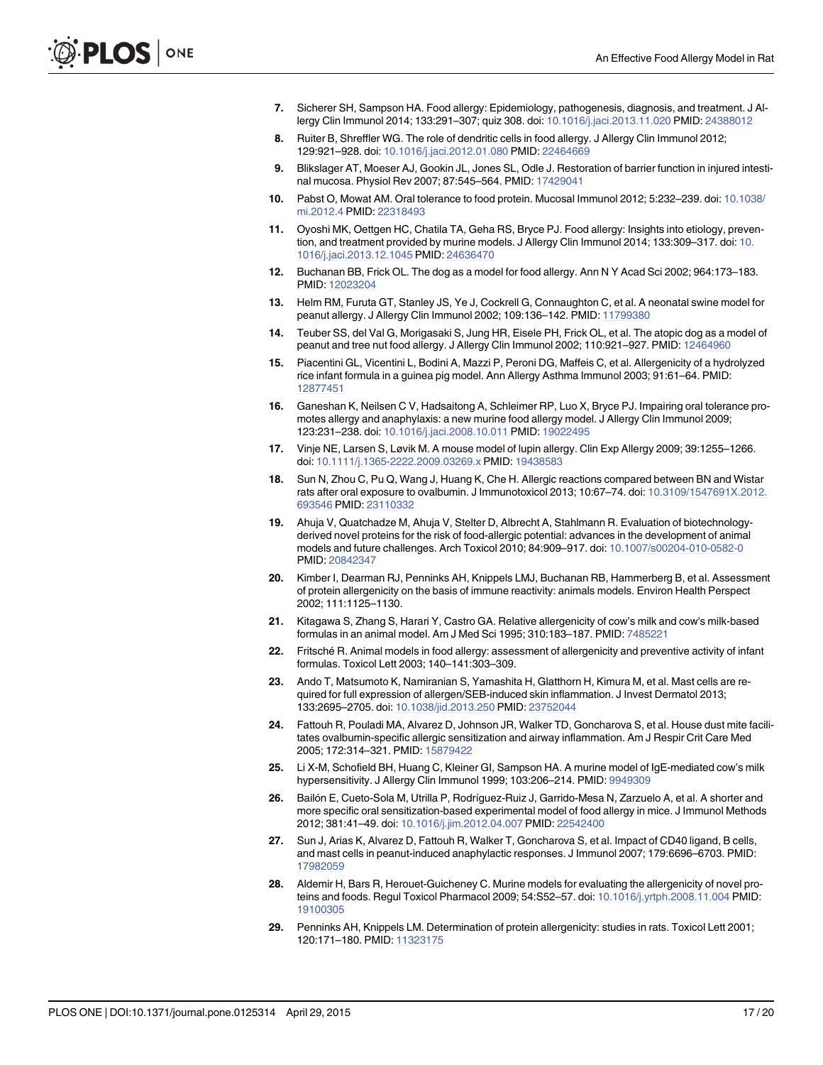7. Sicherer SH, Sampson HA. Food allergy: Epidemiology, pathogenesis, diagnosis, and treatment. J Allergy Clin Immunol 2014; 133:291–307; quiz 308. doi: 10.1016/j.jaci.2013.11.020 PMID: 24388012
8. Ruiter B, Shreffler WG. The role of dendritic cells in food allergy. J Allergy Clin Immunol 2012; 129:921–928. doi: 10.1016/j.jaci.2012.01.080 PMID: 22464669
9. Blikslager AT, Moeser AJ, Gookin JL, Jones SL, Odle J. Restoration of barrier function in injured intestinal mucosa. Physiol Rev 2007; 87:545–564. PMID: 17429041
10. Pabst O, Mowat AM. Oral tolerance to food protein. Mucosal Immunol 2012; 5:232–239. doi: 10.1038/mi.2012.4 PMID: 22318493
11. Oyoshi MK, Oettgen HC, Chatila TA, Geha RS, Bryce PJ. Food allergy: Insights into etiology, prevention, and treatment provided by murine models. J Allergy Clin Immunol 2014; 133:309–317. doi: 10.1016/j.jaci.2013.12.1045 PMID: 24636470
12. Buchanan BB, Frick OL. The dog as a model for food allergy. Ann N Y Acad Sci 2002; 964:173–183. PMID: 12023204
13. Helm RM, Furuta GT, Stanley JS, Ye J, Cockrell G, Connaughton C, et al. A neonatal swine model for peanut allergy. J Allergy Clin Immunol 2002; 109:136–142. PMID: 11799380
14. Teuber SS, del Val G, Morigasaki S, Jung HR, Eisele PH, Frick OL, et al. The atopic dog as a model of peanut and tree nut food allergy. J Allergy Clin Immunol 2002; 110:921–927. PMID: 12464960
15. Piacentini GL, Vicentini L, Bodini A, Mazzi P, Peroni DG, Maffeis C, et al. Allergenicity of a hydrolyzed rice infant formula in a guinea pig model. Ann Allergy Asthma Immunol 2003; 91:61–64. PMID: 12877451
16. Ganeshan K, Neilsen C V, Hadsaitong A, Schleimer RP, Luo X, Bryce PJ. Impairing oral tolerance promotes allergy and anaphylaxis: a new murine food allergy model. J Allergy Clin Immunol 2009; 123:231–238. doi: 10.1016/j.jaci.2008.10.011 PMID: 19022495
17. Vinje NE, Larsen S, Løvik M. A mouse model of lupin allergy. Clin Exp Allergy 2009; 39:1255–1266. doi: 10.1111/j.1365-2222.2009.03269.x PMID: 19438583
18. Sun N, Zhou C, Pu Q, Wang J, Huang K, Che H. Allergic reactions compared between BN and Wistar rats after oral exposure to ovalbumin. J Immunotoxicol 2013; 10:67–74. doi: 10.3109/1547691X.2012.693546 PMID: 23110332
19. Ahuja V, Quatchadze M, Ahuja V, Stelter D, Albrecht A, Stahlmann R. Evaluation of biotechnology-derived novel proteins for the risk of food-allergic potential: advances in the development of animal models and future challenges. Arch Toxicol 2010; 84:909–917. doi: 10.1007/s00204-010-0582-0 PMID: 20842347
20. Kimber I, Dearman RJ, Penninks AH, Knippels LMJ, Buchanan RB, Hammerberg B, et al. Assessment of protein allergenicity on the basis of immune reactivity: animals models. Environ Health Perspect 2002; 111:1125–1130.
21. Kitagawa S, Zhang S, Harari Y, Castro GA. Relative allergenicity of cow's milk and cow's milk-based formulas in an animal model. Am J Med Sci 1995; 310:183–187. PMID: 7485221
22. Fritsché R. Animal models in food allergy: assessment of allergenicity and preventive activity of infant formulas. Toxicol Lett 2003; 140–141:303–309.
23. Ando T, Matsumoto K, Namiranian S, Yamashita H, Glatthorn H, Kimura M, et al. Mast cells are required for full expression of allergen/SEB-induced skin inflammation. J Invest Dermatol 2013; 133:2695–2705. doi: 10.1038/jid.2013.250 PMID: 23752044
24. Fattouh R, Pouladi MA, Alvarez D, Johnson JR, Walker TD, Goncharova S, et al. House dust mite facilitates ovalbumin-specific allergic sensitization and airway inflammation. Am J Respir Crit Care Med 2005; 172:314–321. PMID: 15879422
25. Li X-M, Schofield BH, Huang C, Kleiner GI, Sampson HA. A murine model of IgE-mediated cow's milk hypersensitivity. J Allergy Clin Immunol 1999; 103:206–214. PMID: 9949309
26. Bailón E, Cueto-Sola M, Utrilla P, Rodríguez-Ruiz J, Garrido-Mesa N, Zarzuelo A, et al. A shorter and more specific oral sensitization-based experimental model of food allergy in mice. J Immunol Methods 2012; 381:41–49. doi: 10.1016/j.jim.2012.04.007 PMID: 22542400
27. Sun J, Arias K, Alvarez D, Fattouh R, Walker T, Goncharova S, et al. Impact of CD40 ligand, B cells, and mast cells in peanut-induced anaphylactic responses. J Immunol 2007; 179:6696–6703. PMID: 17982059
28. Aldemir H, Bars R, Herouet-Guicheney C. Murine models for evaluating the allergenicity of novel proteins and foods. Regul Toxicol Pharmacol 2009; 54:S52–57. doi: 10.1016/j.yrtph.2008.11.004 PMID: 19100305
29. Penninks AH, Knippels LM. Determination of protein allergenicity: studies in rats. Toxicol Lett 2001; 120:171–180. PMID: 11323175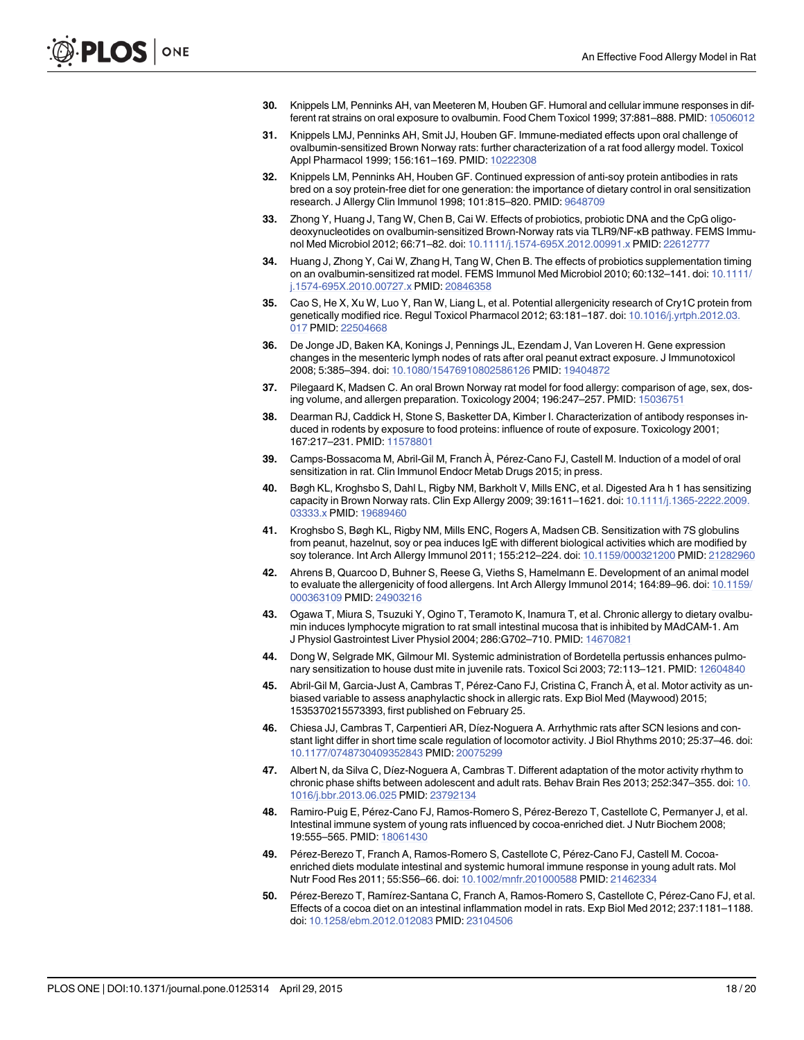30. Knippels LM, Penninks AH, van Meeteren M, Houben GF. Humoral and cellular immune responses in different rat strains on oral exposure to ovalbumin. Food Chem Toxicol 1999; 37:881–888. PMID: 10506012

31. Knippels LMJ, Penninks AH, Smit JJ, Houben GF. Immune-mediated effects upon oral challenge of ovalbumin-sensitized Brown Norway rats: further characterization of a rat food allergy model. Toxicol Appl Pharmacol 1999; 156:161–169. PMID: 10222308

32. Knippels LM, Penninks AH, Houben GF. Continued expression of anti-soy protein antibodies in rats bred on a soy protein-free diet for one generation: the importance of dietary control in oral sensitization research. J Allergy Clin Immunol 1998; 101:815–820. PMID: 9648709

33. Zhong Y, Huang J, Tang W, Chen B, Cai W. Effects of probiotics, probiotic DNA and the CpG oligodeoxynucleotides on ovalbumin-sensitized Brown-Norway rats via TLR9/NF-κB pathway. FEMS Immunol Med Microbiol 2012; 66:71–82. doi: 10.1111/j.1574-695X.2012.00991.x PMID: 22612777

34. Huang J, Zhong Y, Cai W, Zhang H, Tang W, Chen B. The effects of probiotics supplementation timing on an ovalbumin-sensitized rat model. FEMS Immunol Med Microbiol 2010; 60:132–141. doi: 10.1111/j.1574-695X.2010.00727.x PMID: 20846358

35. Cao S, He X, Xu W, Luo Y, Ran W, Liang L, et al. Potential allergenicity research of Cry1C protein from genetically modified rice. Regul Toxicol Pharmacol 2012; 63:181–187. doi: 10.1016/j.yrtph.2012.03.017 PMID: 22504668

36. De Jonge JD, Baken KA, Konings J, Pennings JL, Ezendam J, Van Loveren H. Gene expression changes in the mesenteric lymph nodes of rats after oral peanut extract exposure. J Immunotoxicol 2008; 5:385–394. doi: 10.1080/15476910802586126 PMID: 19404872

37. Pilegaard K, Madsen C. An oral Brown Norway rat model for food allergy: comparison of age, sex, dosing volume, and allergen preparation. Toxicology 2004; 196:247–257. PMID: 15036751

38. Dearman RJ, Caddick H, Stone S, Basketter DA, Kimber I. Characterization of antibody responses induced in rodents by exposure to food proteins: influence of route of exposure. Toxicology 2001; 167:217–231. PMID: 11578801

39. Camps-Bossacoma M, Abril-Gil M, Franch À, Pérez-Cano FJ, Castell M. Induction of a model of oral sensitization in rat. Clin Immunol Endocr Metab Drugs 2015; in press.

40. Bøgh KL, Kroghsbo S, Dahl L, Rigby NM, Barkholt V, Mills ENC, et al. Digested Ara h 1 has sensitizing capacity in Brown Norway rats. Clin Exp Allergy 2009; 39:1611–1621. doi: 10.1111/j.1365-2222.2009.03333.x PMID: 19689460

41. Kroghsbo S, Bøgh KL, Rigby NM, Mills ENC, Rogers A, Madsen CB. Sensitization with 7S globulins from peanut, hazelnut, soy or pea induces IgE with different biological activities which are modified by soy tolerance. Int Arch Allergy Immunol 2011; 155:212–224. doi: 10.1159/000321200 PMID: 21282960

42. Ahrens B, Quarcoo D, Buhner S, Reese G, Vieths S, Hamelmann E. Development of an animal model to evaluate the allergenicity of food allergens. Int Arch Allergy Immunol 2014; 164:89–96. doi: 10.1159/000363109 PMID: 24903216

43. Ogawa T, Miura S, Tsuzuki Y, Ogino T, Teramoto K, Inamura T, et al. Chronic allergy to dietary ovalbumin induces lymphocyte migration to rat small intestinal mucosa that is inhibited by MAdCAM-1. Am J Physiol Gastrointest Liver Physiol 2004; 286:G702–710. PMID: 14670821

44. Dong W, Selgrade MK, Gilmour MI. Systemic administration of Bordetella pertussis enhances pulmonary sensitization to house dust mite in juvenile rats. Toxicol Sci 2003; 72:113–121. PMID: 12604840

45. Abril-Gil M, Garcia-Just A, Cambras T, Pérez-Cano FJ, Cristina C, Franch À, et al. Motor activity as unbiased variable to assess anaphylactic shock in allergic rats. Exp Biol Med (Maywood) 2015; 1535370215573393, first published on February 25.

46. Chiesa JJ, Cambras T, Carpentieri AR, Díez-Noguera A. Arrhythmic rats after SCN lesions and constant light differ in short time scale regulation of locomotor activity. J Biol Rhythms 2010; 25:37–46. doi: 10.1177/0748730409352843 PMID: 20075299

47. Albert N, da Silva C, Díez-Noguera A, Cambras T. Different adaptation of the motor activity rhythm to chronic phase shifts between adolescent and adult rats. Behav Brain Res 2013; 252:347–355. doi: 10.1016/j.bbr.2013.06.025 PMID: 23792134

48. Ramiro-Puig E, Pérez-Cano FJ, Ramos-Romero S, Pérez-Berezo T, Castellote C, Permanyer J, et al. Intestinal immune system of young rats influenced by cocoa-enriched diet. J Nutr Biochem 2008; 19:555–565. PMID: 18061430

49. Pérez-Berezo T, Franch A, Ramos-Romero S, Castellote C, Pérez-Cano FJ, Castell M. Cocoa-enriched diets modulate intestinal and systemic humoral immune response in young adult rats. Mol Nutr Food Res 2011; 55:S56–66. doi: 10.1002/mnfr.201000588 PMID: 21462334

50. Pérez-Berezo T, Ramírez-Santana C, Franch A, Ramos-Romero S, Castellote C, Pérez-Cano FJ, et al. Effects of a cocoa diet on an intestinal inflammation model in rats. Exp Biol Med 2012; 237:1181–1188. doi: 10.1258/ebm.2012.012083 PMID: 23104506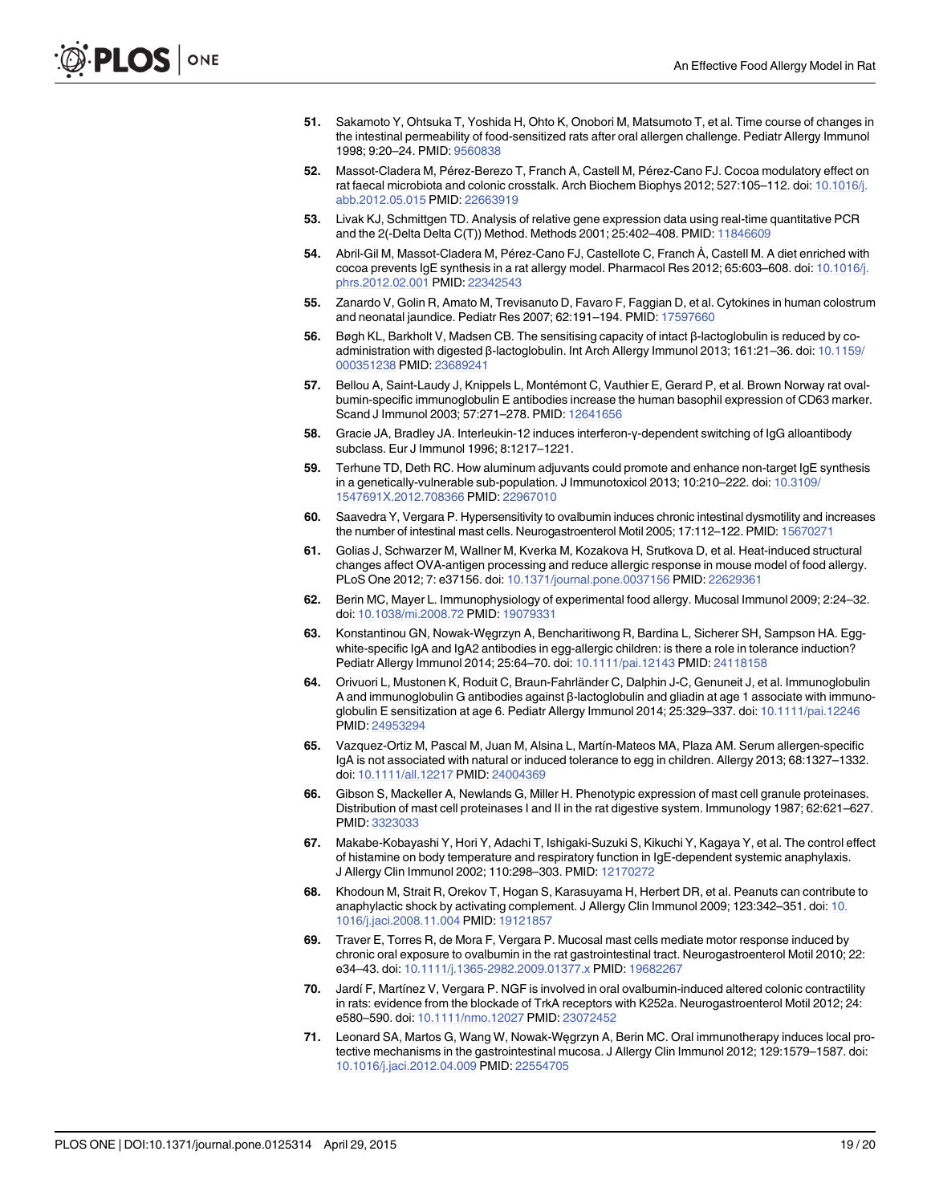51. Sakamoto Y, Ohtsuka T, Yoshida H, Ohto K, Onobori M, Matsumoto T, et al. Time course of changes in the intestinal permeability of food-sensitized rats after oral allergen challenge. Pediatr Allergy Immunol 1998; 9:20–24. PMID: 9560838

52. Massot-Cladera M, Pérez-Berezo T, Franch A, Castell M, Pérez-Cano FJ. Cocoa modulatory effect on rat faecal microbiota and colonic crosstalk. Arch Biochem Biophys 2012; 527:105–112. doi: 10.1016/j.abb.2012.05.015 PMID: 22663919

53. Livak KJ, Schmittgen TD. Analysis of relative gene expression data using real-time quantitative PCR and the 2(-Delta Delta C(T)) Method. Methods 2001; 25:402–408. PMID: 11846609

54. Abril-Gil M, Massot-Cladera M, Pérez-Cano FJ, Castellote C, Franch À, Castell M. A diet enriched with cocoa prevents IgE synthesis in a rat allergy model. Pharmacol Res 2012; 65:603–608. doi: 10.1016/j.phrs.2012.02.001 PMID: 22342543

55. Zanardo V, Golin R, Amato M, Trevisanuto D, Favaro F, Faggian D, et al. Cytokines in human colostrum and neonatal jaundice. Pediatr Res 2007; 62:191–194. PMID: 17597660

56. Bøgh KL, Barkholt V, Madsen CB. The sensitising capacity of intact β-lactoglobulin is reduced by co-administration with digested β-lactoglobulin. Int Arch Allergy Immunol 2013; 161:21–36. doi: 10.1159/000351238 PMID: 23689241

57. Bellou A, Saint-Laudy J, Knippels L, Montémont C, Vauthier E, Gerard P, et al. Brown Norway rat ovalbumin-specific immunoglobulin E antibodies increase the human basophil expression of CD63 marker. Scand J Immunol 2003; 57:271–278. PMID: 12641656

58. Gracie JA, Bradley JA. Interleukin-12 induces interferon-γ-dependent switching of IgG alloantibody subclass. Eur J Immunol 1996; 8:1217–1221.

59. Terhune TD, Deth RC. How aluminum adjuvants could promote and enhance non-target IgE synthesis in a genetically-vulnerable sub-population. J Immunotoxicol 2013; 10:210–222. doi: 10.3109/1547691X.2012.708366 PMID: 22967010

60. Saavedra Y, Vergara P. Hypersensitivity to ovalbumin induces chronic intestinal dysmotility and increases the number of intestinal mast cells. Neurogastroenterol Motil 2005; 17:112–122. PMID: 15670271

61. Golias J, Schwarzer M, Wallner M, Kverka M, Kozakova H, Srutkova D, et al. Heat-induced structural changes affect OVA-antigen processing and reduce allergic response in mouse model of food allergy. PLoS One 2012; 7: e37156. doi: 10.1371/journal.pone.0037156 PMID: 22629361

62. Berin MC, Mayer L. Immunophysiology of experimental food allergy. Mucosal Immunol 2009; 2:24–32. doi: 10.1038/mi.2008.72 PMID: 19079331

63. Konstantinou GN, Nowak-Węgrzyn A, Bencharitiwong R, Bardina L, Sicherer SH, Sampson HA. Egg-white-specific IgA and IgA2 antibodies in egg-allergic children: is there a role in tolerance induction? Pediatr Allergy Immunol 2014; 25:64–70. doi: 10.1111/pai.12143 PMID: 24118158

64. Orivuori L, Mustonen K, Roduit C, Braun-Fahrländer C, Dalphin J-C, Genuneit J, et al. Immunoglobulin A and immunoglobulin G antibodies against β-lactoglobulin and gliadin at age 1 associate with immunoglobulin E sensitization at age 6. Pediatr Allergy Immunol 2014; 25:329–337. doi: 10.1111/pai.12246 PMID: 24953294

65. Vazquez-Ortiz M, Pascal M, Juan M, Alsina L, Martín-Mateos MA, Plaza AM. Serum allergen-specific IgA is not associated with natural or induced tolerance to egg in children. Allergy 2013; 68:1327–1332. doi: 10.1111/all.12217 PMID: 24004369

66. Gibson S, Mackeller A, Newlands G, Miller H. Phenotypic expression of mast cell granule proteinases. Distribution of mast cell proteinases I and II in the rat digestive system. Immunology 1987; 62:621–627. PMID: 3323033

67. Makabe-Kobayashi Y, Hori Y, Adachi T, Ishigaki-Suzuki S, Kikuchi Y, Kagaya Y, et al. The control effect of histamine on body temperature and respiratory function in IgE-dependent systemic anaphylaxis. J Allergy Clin Immunol 2002; 110:298–303. PMID: 12170272

68. Khodoun M, Strait R, Orekov T, Hogan S, Karasuyama H, Herbert DR, et al. Peanuts can contribute to anaphylactic shock by activating complement. J Allergy Clin Immunol 2009; 123:342–351. doi: 10.1016/j.jaci.2008.11.004 PMID: 19121857

69. Traver E, Torres R, de Mora F, Vergara P. Mucosal mast cells mediate motor response induced by chronic oral exposure to ovalbumin in the rat gastrointestinal tract. Neurogastroenterol Motil 2010; 22: e34–43. doi: 10.1111/j.1365-2982.2009.01377.x PMID: 19682267

70. Jardí F, Martínez V, Vergara P. NGF is involved in oral ovalbumin-induced altered colonic contractility in rats: evidence from the blockade of TrkA receptors with K252a. Neurogastroenterol Motil 2012; 24: e580–590. doi: 10.1111/nmo.12027 PMID: 23072452

71. Leonard SA, Martos G, Wang W, Nowak-Węgrzyn A, Berin MC. Oral immunotherapy induces local protective mechanisms in the gastrointestinal mucosa. J Allergy Clin Immunol 2012; 129:1579–1587. doi: 10.1016/j.jaci.2012.04.009 PMID: 22554705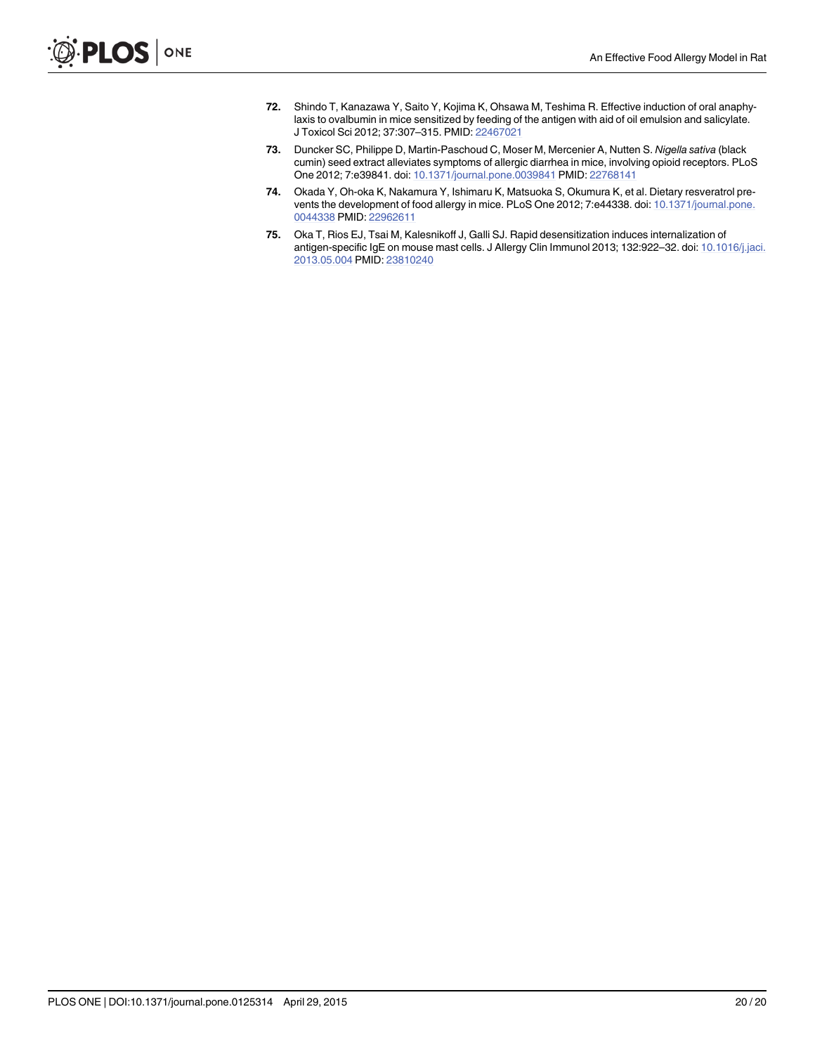72. Shindo T, Kanazawa Y, Saito Y, Kojima K, Ohsawa M, Teshima R. Effective induction of oral anaphylaxis to ovalbumin in mice sensitized by feeding of the antigen with aid of oil emulsion and salicylate. J Toxicol Sci 2012; 37:307–315. PMID: 22467021

73. Duncker SC, Philippe D, Martin-Paschoud C, Moser M, Mercenier A, Nutten S. *Nigella sativa* (black cumin) seed extract alleviates symptoms of allergic diarrhea in mice, involving opioid receptors. PLoS One 2012; 7:e39841. doi: 10.1371/journal.pone.0039841 PMID: 22768141

74. Okada Y, Oh-oka K, Nakamura Y, Ishimaru K, Matsuoka S, Okumura K, et al. Dietary resveratrol prevents the development of food allergy in mice. PLoS One 2012; 7:e44338. doi: 10.1371/journal.pone.0044338 PMID: 22962611

75. Oka T, Rios EJ, Tsai M, Kalesnikoff J, Galli SJ. Rapid desensitization induces internalization of antigen-specific IgE on mouse mast cells. J Allergy Clin Immunol 2013; 132:922–32. doi: 10.1016/j.jaci.2013.05.004 PMID: 23810240